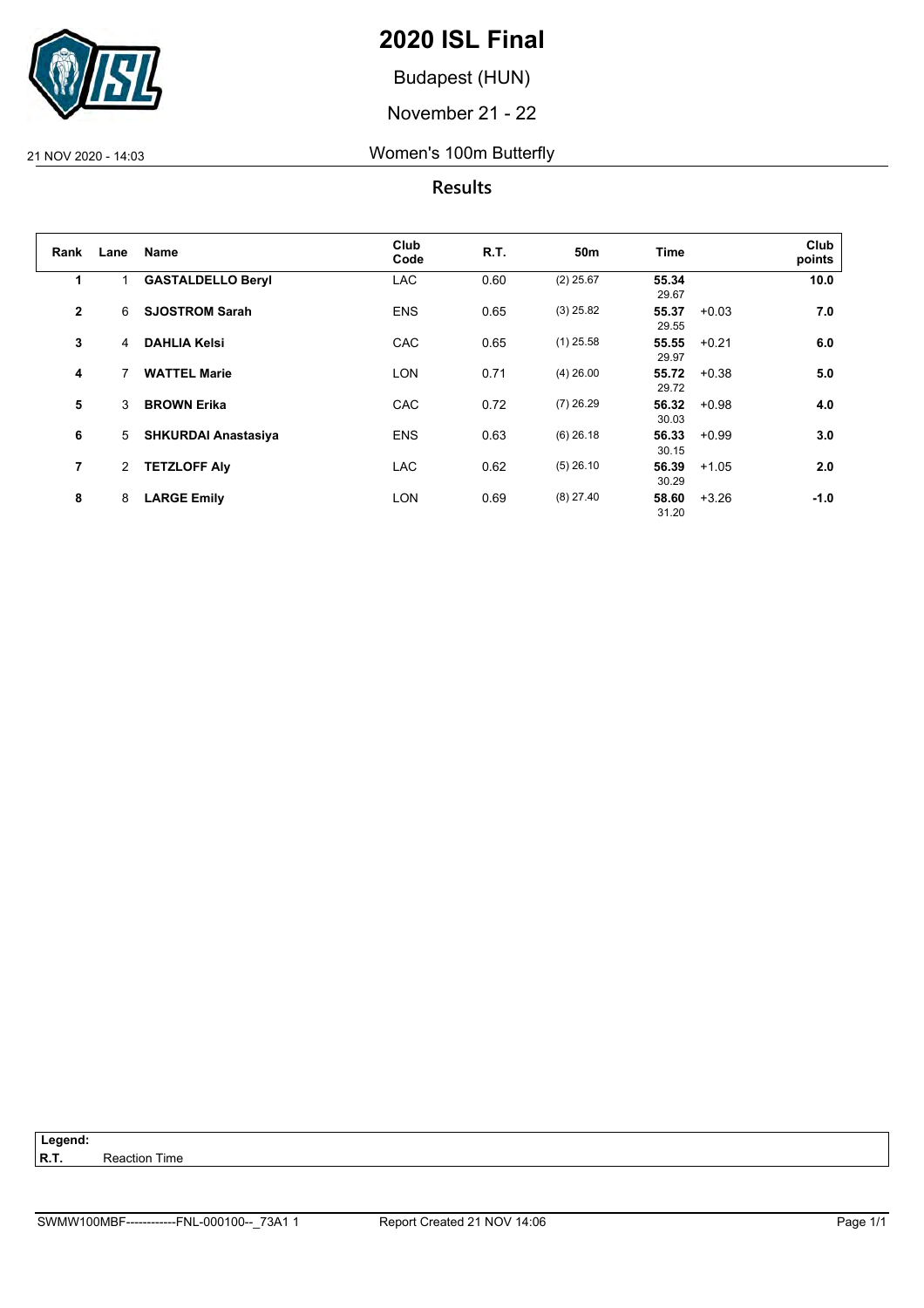# 2020 ISL Final

Budapest (HUN)

November 21 - 22

21 NOV 2020 - 14:03

## Women's 100m Butterfly

### Results

| Rank | Lane | Name | Club Code | R.T. | 50m | Time | | Club points |
|---|---|---|---|---|---|---|---|---|
| **1** | 1 | **GASTALDELLO Beryl** | LAC | 0.60 | (2) 25.67 | **55.34** 29.67 | | **10.0** |
| **2** | 6 | **SJOSTROM Sarah** | ENS | 0.65 | (3) 25.82 | **55.37** 29.55 | +0.03 | **7.0** |
| **3** | 4 | **DAHLIA Kelsi** | CAC | 0.65 | (1) 25.58 | **55.55** 29.97 | +0.21 | **6.0** |
| **4** | 7 | **WATTEL Marie** | LON | 0.71 | (4) 26.00 | **55.72** 29.72 | +0.38 | **5.0** |
| **5** | 3 | **BROWN Erika** | CAC | 0.72 | (7) 26.29 | **56.32** 30.03 | +0.98 | **4.0** |
| **6** | 5 | **SHKURDAI Anastasiya** | ENS | 0.63 | (6) 26.18 | **56.33** 30.15 | +0.99 | **3.0** |
| **7** | 2 | **TETZLOFF Aly** | LAC | 0.62 | (5) 26.10 | **56.39** 30.29 | +1.05 | **2.0** |
| **8** | 8 | **LARGE Emily** | LON | 0.69 | (8) 27.40 | **58.60** 31.20 | +3.26 | **-1.0** |

**Legend:**
**R.T.** Reaction Time

SWMW100MBF------------FNL-000100--_73A1 1    Report Created 21 NOV 14:06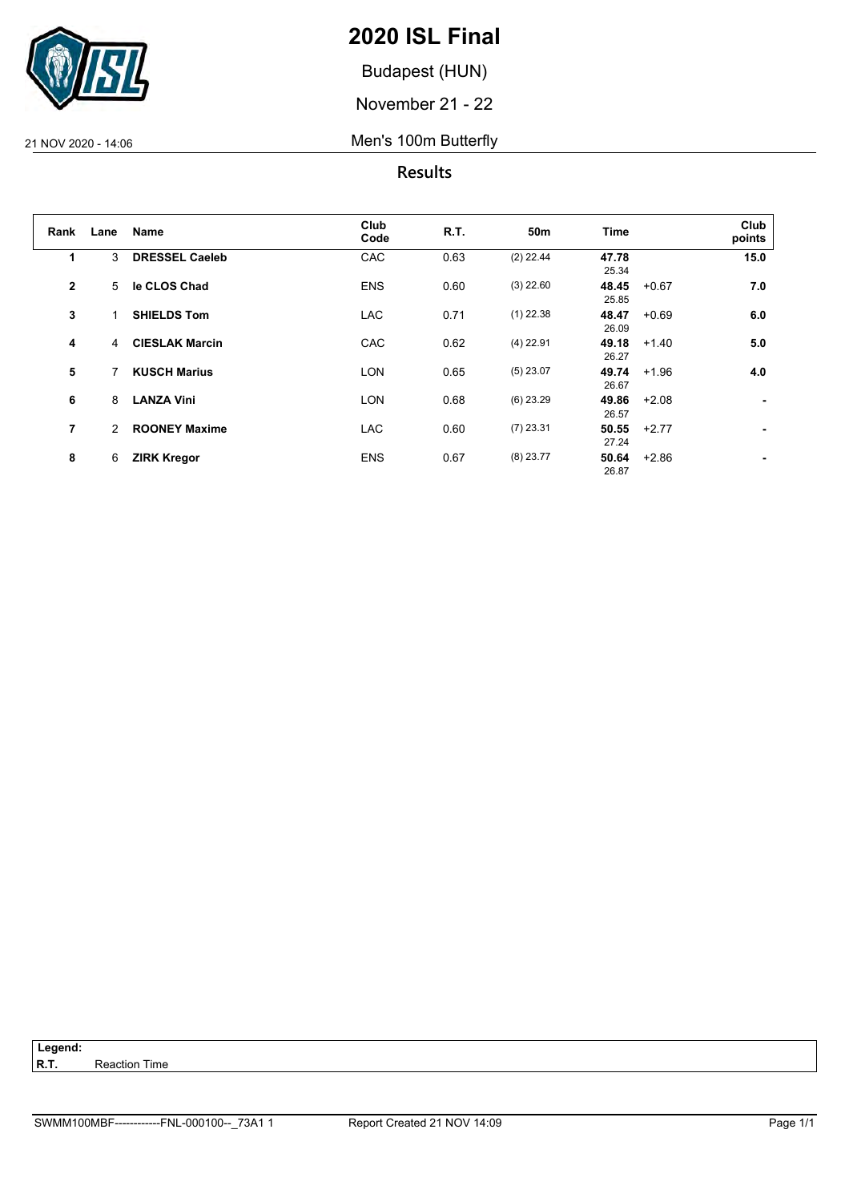# 2020 ISL Final

Budapest (HUN)

November 21 - 22

21 NOV 2020 - 14:06

## Men's 100m Butterfly

### Results

| Rank | Lane | Name | Club Code | R.T. | 50m | Time | | Club points |
|---|---|---|---|---|---|---|---|---|
| 1 | 3 | **DRESSEL Caeleb** | CAC | 0.63 | (2) 22.44 | **47.78** 25.34 | | **15.0** |
| 2 | 5 | **le CLOS Chad** | ENS | 0.60 | (3) 22.60 | **48.45** 25.85 | +0.67 | **7.0** |
| 3 | 1 | **SHIELDS Tom** | LAC | 0.71 | (1) 22.38 | **48.47** 26.09 | +0.69 | **6.0** |
| 4 | 4 | **CIESLAK Marcin** | CAC | 0.62 | (4) 22.91 | **49.18** 26.27 | +1.40 | **5.0** |
| 5 | 7 | **KUSCH Marius** | LON | 0.65 | (5) 23.07 | **49.74** 26.67 | +1.96 | **4.0** |
| 6 | 8 | **LANZA Vini** | LON | 0.68 | (6) 23.29 | **49.86** 26.57 | +2.08 | **-** |
| 7 | 2 | **ROONEY Maxime** | LAC | 0.60 | (7) 23.31 | **50.55** 27.24 | +2.77 | **-** |
| 8 | 6 | **ZIRK Kregor** | ENS | 0.67 | (8) 23.77 | **50.64** 26.87 | +2.86 | **-** |

**Legend:**
**R.T.** Reaction Time

SWMM100MBF------------FNL-000100--_73A1 1 Report Created 21 NOV 14:09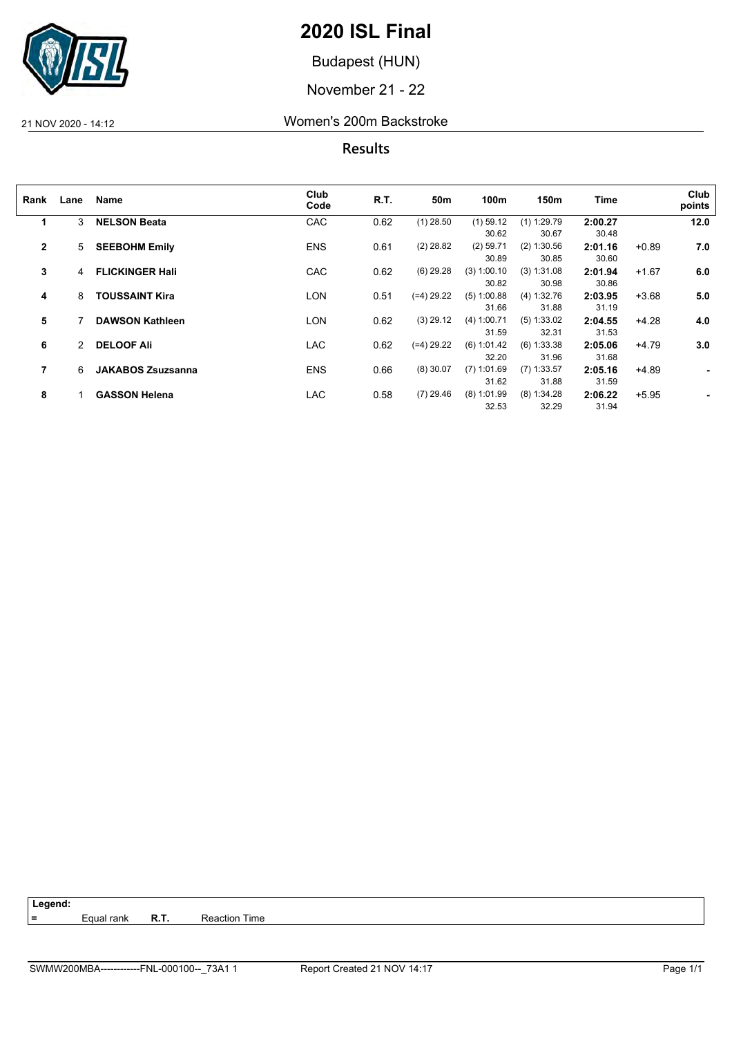# 2020 ISL Final

Budapest (HUN)

November 21 - 22

21 NOV 2020 - 14:12 Women's 200m Backstroke

## Results

| Rank | Lane | Name | Club Code | R.T. | 50m | 100m | 150m | Time | | Club points |
|---|---|---|---|---|---|---|---|---|---|---|
| 1 | 3 | **NELSON Beata** | CAC | 0.62 | (1) 28.50 | (1) 59.12<br>30.62 | (1) 1:29.79<br>30.67 | **2:00.27**<br>30.48 | | **12.0** |
| 2 | 5 | **SEEBOHM Emily** | ENS | 0.61 | (2) 28.82 | (2) 59.71<br>30.89 | (2) 1:30.56<br>30.85 | **2:01.16**<br>30.60 | +0.89 | **7.0** |
| 3 | 4 | **FLICKINGER Hali** | CAC | 0.62 | (6) 29.28 | (3) 1:00.10<br>30.82 | (3) 1:31.08<br>30.98 | **2:01.94**<br>30.86 | +1.67 | **6.0** |
| 4 | 8 | **TOUSSAINT Kira** | LON | 0.51 | (=4) 29.22 | (5) 1:00.88<br>31.66 | (4) 1:32.76<br>31.88 | **2:03.95**<br>31.19 | +3.68 | **5.0** |
| 5 | 7 | **DAWSON Kathleen** | LON | 0.62 | (3) 29.12 | (4) 1:00.71<br>31.59 | (5) 1:33.02<br>32.31 | **2:04.55**<br>31.53 | +4.28 | **4.0** |
| 6 | 2 | **DELOOF Ali** | LAC | 0.62 | (=4) 29.22 | (6) 1:01.42<br>32.20 | (6) 1:33.38<br>31.96 | **2:05.06**<br>31.68 | +4.79 | **3.0** |
| 7 | 6 | **JAKABOS Zsuzsanna** | ENS | 0.66 | (8) 30.07 | (7) 1:01.69<br>31.62 | (7) 1:33.57<br>31.88 | **2:05.16**<br>31.59 | +4.89 | **-** |
| 8 | 1 | **GASSON Helena** | LAC | 0.58 | (7) 29.46 | (8) 1:01.99<br>32.53 | (8) 1:34.28<br>32.29 | **2:06.22**<br>31.94 | +5.95 | **-** |

**Legend:**
= Equal rank **R.T.** Reaction Time

SWMW200MBA------------FNL-000100--_73A1 1 Report Created 21 NOV 14:17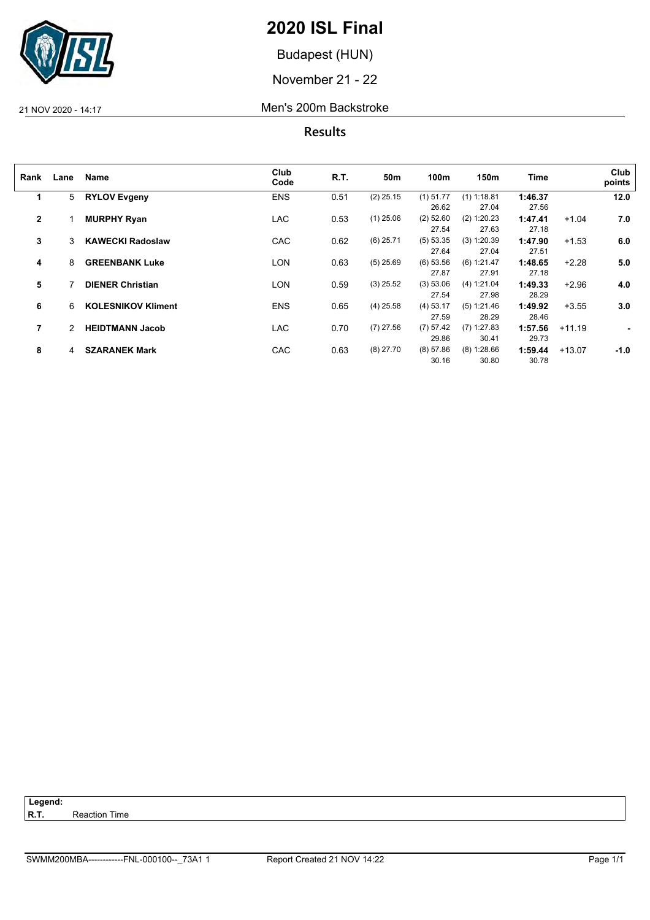# 2020 ISL Final

Budapest (HUN)

November 21 - 22

21 NOV 2020 - 14:17

## Men's 200m Backstroke

### Results

| Rank | Lane | Name | Club Code | R.T. | 50m | 100m | 150m | Time | | Club points |
|---|---|---|---|---|---|---|---|---|---|---|
| **1** | 5 | **RYLOV Evgeny** | ENS | 0.51 | (2) 25.15 | (1) 51.77<br>26.62 | (1) 1:18.81<br>27.04 | **1:46.37**<br>27.56 | | **12.0** |
| **2** | 1 | **MURPHY Ryan** | LAC | 0.53 | (1) 25.06 | (2) 52.60<br>27.54 | (2) 1:20.23<br>27.63 | **1:47.41**<br>27.18 | +1.04 | **7.0** |
| **3** | 3 | **KAWECKI Radoslaw** | CAC | 0.62 | (6) 25.71 | (5) 53.35<br>27.64 | (3) 1:20.39<br>27.04 | **1:47.90**<br>27.51 | +1.53 | **6.0** |
| **4** | 8 | **GREENBANK Luke** | LON | 0.63 | (5) 25.69 | (6) 53.56<br>27.87 | (6) 1:21.47<br>27.91 | **1:48.65**<br>27.18 | +2.28 | **5.0** |
| **5** | 7 | **DIENER Christian** | LON | 0.59 | (3) 25.52 | (3) 53.06<br>27.54 | (4) 1:21.04<br>27.98 | **1:49.33**<br>28.29 | +2.96 | **4.0** |
| **6** | 6 | **KOLESNIKOV Kliment** | ENS | 0.65 | (4) 25.58 | (4) 53.17<br>27.59 | (5) 1:21.46<br>28.29 | **1:49.92**<br>28.46 | +3.55 | **3.0** |
| **7** | 2 | **HEIDTMANN Jacob** | LAC | 0.70 | (7) 27.56 | (7) 57.42<br>29.86 | (7) 1:27.83<br>30.41 | **1:57.56**<br>29.73 | +11.19 | **-** |
| **8** | 4 | **SZARANEK Mark** | CAC | 0.63 | (8) 27.70 | (8) 57.86<br>30.16 | (8) 1:28.66<br>30.80 | **1:59.44**<br>30.78 | +13.07 | **-1.0** |

**Legend:**
**R.T.** Reaction Time

SWMM200MBA------------FNL-000100--_73A1 1 Report Created 21 NOV 14:22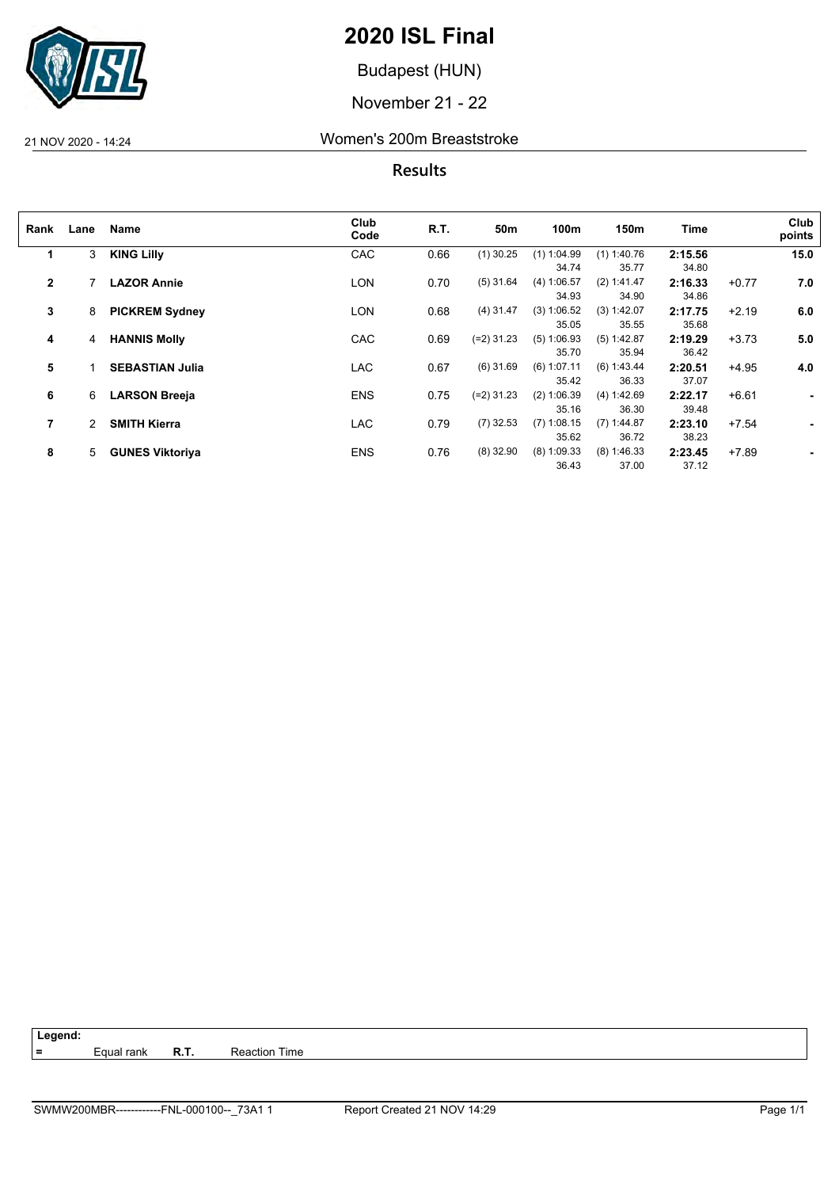# 2020 ISL Final

Budapest (HUN)

November 21 - 22

21 NOV 2020 - 14:24 Women's 200m Breaststroke

## Results

| Rank | Lane | Name | Club Code | R.T. | 50m | 100m | 150m | Time | | Club points |
|---|---|---|---|---|---|---|---|---|---|---|
| 1 | 3 | **KING Lilly** | CAC | 0.66 | (1) 30.25 | (1) 1:04.99<br>34.74 | (1) 1:40.76<br>35.77 | **2:15.56**<br>34.80 | | **15.0** |
| 2 | 7 | **LAZOR Annie** | LON | 0.70 | (5) 31.64 | (4) 1:06.57<br>34.93 | (2) 1:41.47<br>34.90 | **2:16.33**<br>34.86 | +0.77 | **7.0** |
| 3 | 8 | **PICKREM Sydney** | LON | 0.68 | (4) 31.47 | (3) 1:06.52<br>35.05 | (3) 1:42.07<br>35.55 | **2:17.75**<br>35.68 | +2.19 | **6.0** |
| 4 | 4 | **HANNIS Molly** | CAC | 0.69 | (=2) 31.23 | (5) 1:06.93<br>35.70 | (5) 1:42.87<br>35.94 | **2:19.29**<br>36.42 | +3.73 | **5.0** |
| 5 | 1 | **SEBASTIAN Julia** | LAC | 0.67 | (6) 31.69 | (6) 1:07.11<br>35.42 | (6) 1:43.44<br>36.33 | **2:20.51**<br>37.07 | +4.95 | **4.0** |
| 6 | 6 | **LARSON Breeja** | ENS | 0.75 | (=2) 31.23 | (2) 1:06.39<br>35.16 | (4) 1:42.69<br>36.30 | **2:22.17**<br>39.48 | +6.61 | **-** |
| 7 | 2 | **SMITH Kierra** | LAC | 0.79 | (7) 32.53 | (7) 1:08.15<br>35.62 | (7) 1:44.87<br>36.72 | **2:23.10**<br>38.23 | +7.54 | **-** |
| 8 | 5 | **GUNES Viktoriya** | ENS | 0.76 | (8) 32.90 | (8) 1:09.33<br>36.43 | (8) 1:46.33<br>37.00 | **2:23.45**<br>37.12 | +7.89 | **-** |

**Legend:**
= Equal rank **R.T.** Reaction Time

SWMW200MBR------------FNL-000100--_73A1 1 Report Created 21 NOV 14:29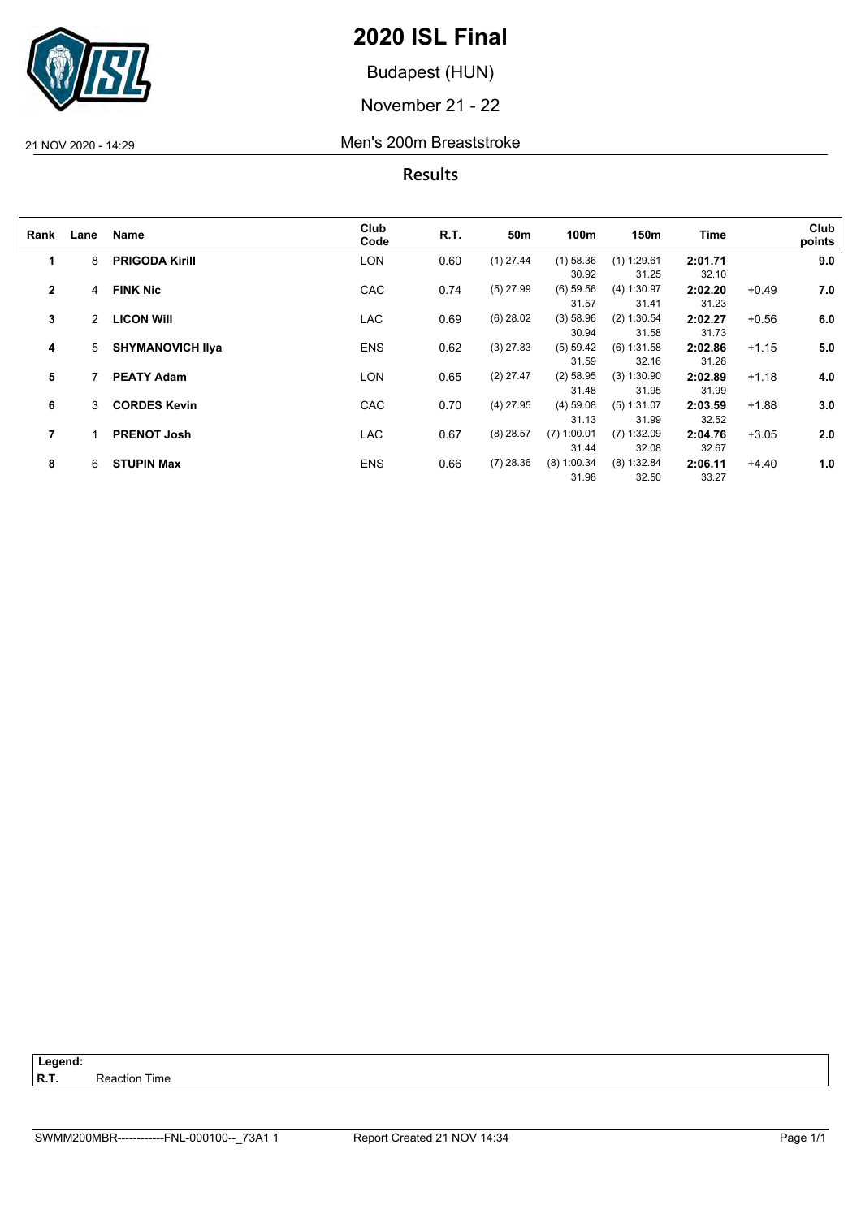# 2020 ISL Final

Budapest (HUN)

November 21 - 22

21 NOV 2020 - 14:29 Men's 200m Breaststroke

## Results

| Rank | Lane | Name | Club Code | R.T. | 50m | 100m | 150m | Time | | Club points |
|---|---|---|---|---|---|---|---|---|---|---|
| 1 | 8 | **PRIGODA Kirill** | LON | 0.60 | (1) 27.44 | (1) 58.36<br>30.92 | (1) 1:29.61<br>31.25 | **2:01.71**<br>32.10 | | **9.0** |
| 2 | 4 | **FINK Nic** | CAC | 0.74 | (5) 27.99 | (6) 59.56<br>31.57 | (4) 1:30.97<br>31.41 | **2:02.20**<br>31.23 | +0.49 | **7.0** |
| 3 | 2 | **LICON Will** | LAC | 0.69 | (6) 28.02 | (3) 58.96<br>30.94 | (2) 1:30.54<br>31.58 | **2:02.27**<br>31.73 | +0.56 | **6.0** |
| 4 | 5 | **SHYMANOVICH Ilya** | ENS | 0.62 | (3) 27.83 | (5) 59.42<br>31.59 | (6) 1:31.58<br>32.16 | **2:02.86**<br>31.28 | +1.15 | **5.0** |
| 5 | 7 | **PEATY Adam** | LON | 0.65 | (2) 27.47 | (2) 58.95<br>31.48 | (3) 1:30.90<br>31.95 | **2:02.89**<br>31.99 | +1.18 | **4.0** |
| 6 | 3 | **CORDES Kevin** | CAC | 0.70 | (4) 27.95 | (4) 59.08<br>31.13 | (5) 1:31.07<br>31.99 | **2:03.59**<br>32.52 | +1.88 | **3.0** |
| 7 | 1 | **PRENOT Josh** | LAC | 0.67 | (8) 28.57 | (7) 1:00.01<br>31.44 | (7) 1:32.09<br>32.08 | **2:04.76**<br>32.67 | +3.05 | **2.0** |
| 8 | 6 | **STUPIN Max** | ENS | 0.66 | (7) 28.36 | (8) 1:00.34<br>31.98 | (8) 1:32.84<br>32.50 | **2:06.11**<br>33.27 | +4.40 | **1.0** |

**Legend:**
**R.T.** Reaction Time

SWMM200MBR------------FNL-000100--_73A1 1 Report Created 21 NOV 14:34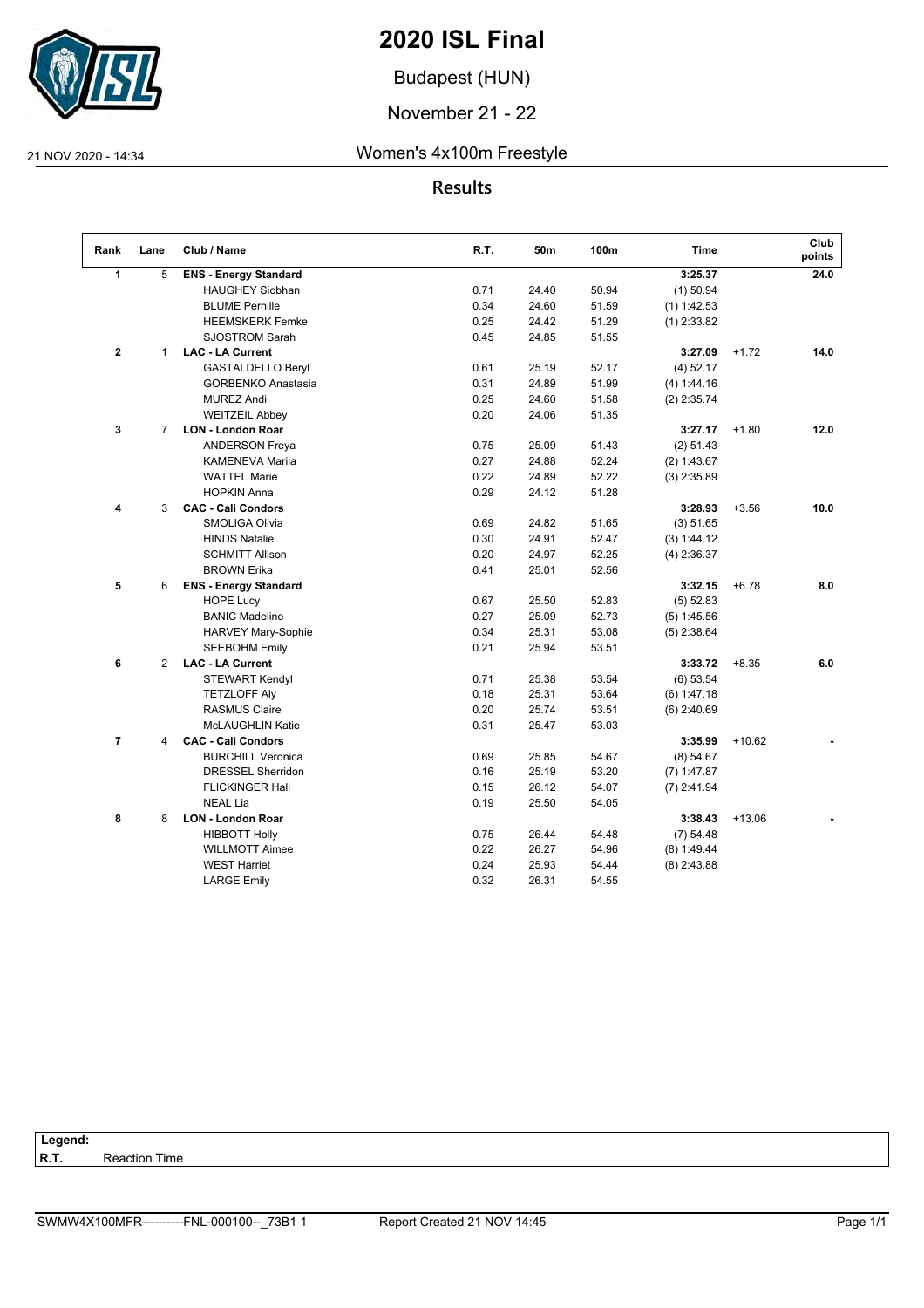# 2020 ISL Final

Budapest (HUN)

November 21 - 22

21 NOV 2020 - 14:34 Women's 4x100m Freestyle

## Results

| Rank | Lane | Club / Name | R.T. | 50m | 100m | Time | | Club points |
|---|---|---|---|---|---|---|---|---|
| **1** | 5 | **ENS - Energy Standard** | | | | **3:25.37** | | **24.0** |
| | | HAUGHEY Siobhan | 0.71 | 24.40 | 50.94 | (1) 50.94 | | |
| | | BLUME Pernille | 0.34 | 24.60 | 51.59 | (1) 1:42.53 | | |
| | | HEEMSKERK Femke | 0.25 | 24.42 | 51.29 | (1) 2:33.82 | | |
| | | SJOSTROM Sarah | 0.45 | 24.85 | 51.55 | | | |
| **2** | 1 | **LAC - LA Current** | | | | **3:27.09** | +1.72 | **14.0** |
| | | GASTALDELLO Beryl | 0.61 | 25.19 | 52.17 | (4) 52.17 | | |
| | | GORBENKO Anastasia | 0.31 | 24.89 | 51.99 | (4) 1:44.16 | | |
| | | MUREZ Andi | 0.25 | 24.60 | 51.58 | (2) 2:35.74 | | |
| | | WEITZEIL Abbey | 0.20 | 24.06 | 51.35 | | | |
| **3** | 7 | **LON - London Roar** | | | | **3:27.17** | +1.80 | **12.0** |
| | | ANDERSON Freya | 0.75 | 25.09 | 51.43 | (2) 51.43 | | |
| | | KAMENEVA Mariia | 0.27 | 24.88 | 52.24 | (2) 1:43.67 | | |
| | | WATTEL Marie | 0.22 | 24.89 | 52.22 | (3) 2:35.89 | | |
| | | HOPKIN Anna | 0.29 | 24.12 | 51.28 | | | |
| **4** | 3 | **CAC - Cali Condors** | | | | **3:28.93** | +3.56 | **10.0** |
| | | SMOLIGA Olivia | 0.69 | 24.82 | 51.65 | (3) 51.65 | | |
| | | HINDS Natalie | 0.30 | 24.91 | 52.47 | (3) 1:44.12 | | |
| | | SCHMITT Allison | 0.20 | 24.97 | 52.25 | (4) 2:36.37 | | |
| | | BROWN Erika | 0.41 | 25.01 | 52.56 | | | |
| **5** | 6 | **ENS - Energy Standard** | | | | **3:32.15** | +6.78 | **8.0** |
| | | HOPE Lucy | 0.67 | 25.50 | 52.83 | (5) 52.83 | | |
| | | BANIC Madeline | 0.27 | 25.09 | 52.73 | (5) 1:45.56 | | |
| | | HARVEY Mary-Sophie | 0.34 | 25.31 | 53.08 | (5) 2:38.64 | | |
| | | SEEBOHM Emily | 0.21 | 25.94 | 53.51 | | | |
| **6** | 2 | **LAC - LA Current** | | | | **3:33.72** | +8.35 | **6.0** |
| | | STEWART Kendyl | 0.71 | 25.38 | 53.54 | (6) 53.54 | | |
| | | TETZLOFF Aly | 0.18 | 25.31 | 53.64 | (6) 1:47.18 | | |
| | | RASMUS Claire | 0.20 | 25.74 | 53.51 | (6) 2:40.69 | | |
| | | McLAUGHLIN Katie | 0.31 | 25.47 | 53.03 | | | |
| **7** | 4 | **CAC - Cali Condors** | | | | **3:35.99** | +10.62 | **-** |
| | | BURCHILL Veronica | 0.69 | 25.85 | 54.67 | (8) 54.67 | | |
| | | DRESSEL Sherridon | 0.16 | 25.19 | 53.20 | (7) 1:47.87 | | |
| | | FLICKINGER Hali | 0.15 | 26.12 | 54.07 | (7) 2:41.94 | | |
| | | NEAL Lia | 0.19 | 25.50 | 54.05 | | | |
| **8** | 8 | **LON - London Roar** | | | | **3:38.43** | +13.06 | **-** |
| | | HIBBOTT Holly | 0.75 | 26.44 | 54.48 | (7) 54.48 | | |
| | | WILLMOTT Aimee | 0.22 | 26.27 | 54.96 | (8) 1:49.44 | | |
| | | WEST Harriet | 0.24 | 25.93 | 54.44 | (8) 2:43.88 | | |
| | | LARGE Emily | 0.32 | 26.31 | 54.55 | | | |

**Legend:**
**R.T.** Reaction Time

SWMW4X100MFR----------FNL-000100--_73B1 1 Report Created 21 NOV 14:45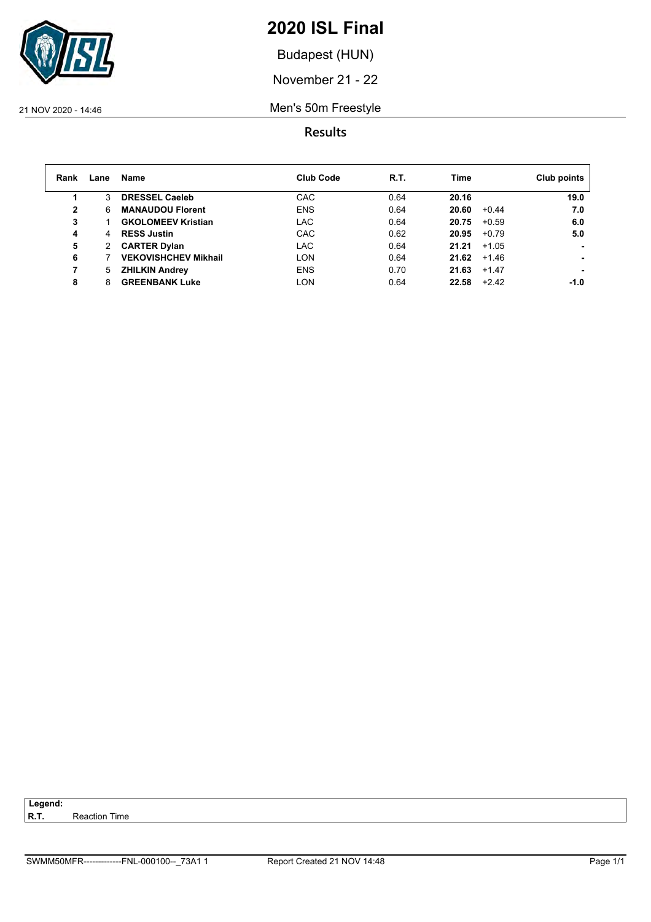# 2020 ISL Final

Budapest (HUN)

November 21 - 22

21 NOV 2020 - 14:46

## Men's 50m Freestyle

### Results

| Rank | Lane | Name | Club Code | R.T. | Time | | Club points |
|---|---|---|---|---|---|---|---|
| 1 | 3 | **DRESSEL Caeleb** | CAC | 0.64 | **20.16** | | **19.0** |
| 2 | 6 | **MANAUDOU Florent** | ENS | 0.64 | **20.60** | +0.44 | **7.0** |
| 3 | 1 | **GKOLOMEEV Kristian** | LAC | 0.64 | **20.75** | +0.59 | **6.0** |
| 4 | 4 | **RESS Justin** | CAC | 0.62 | **20.95** | +0.79 | **5.0** |
| 5 | 2 | **CARTER Dylan** | LAC | 0.64 | **21.21** | +1.05 | **-** |
| 6 | 7 | **VEKOVISHCHEV Mikhail** | LON | 0.64 | **21.62** | +1.46 | **-** |
| 7 | 5 | **ZHILKIN Andrey** | ENS | 0.70 | **21.63** | +1.47 | **-** |
| 8 | 8 | **GREENBANK Luke** | LON | 0.64 | **22.58** | +2.42 | **-1.0** |

**Legend:**
**R.T.** Reaction Time

SWMM50MFR-------------FNL-000100--_73A1 1    Report Created 21 NOV 14:48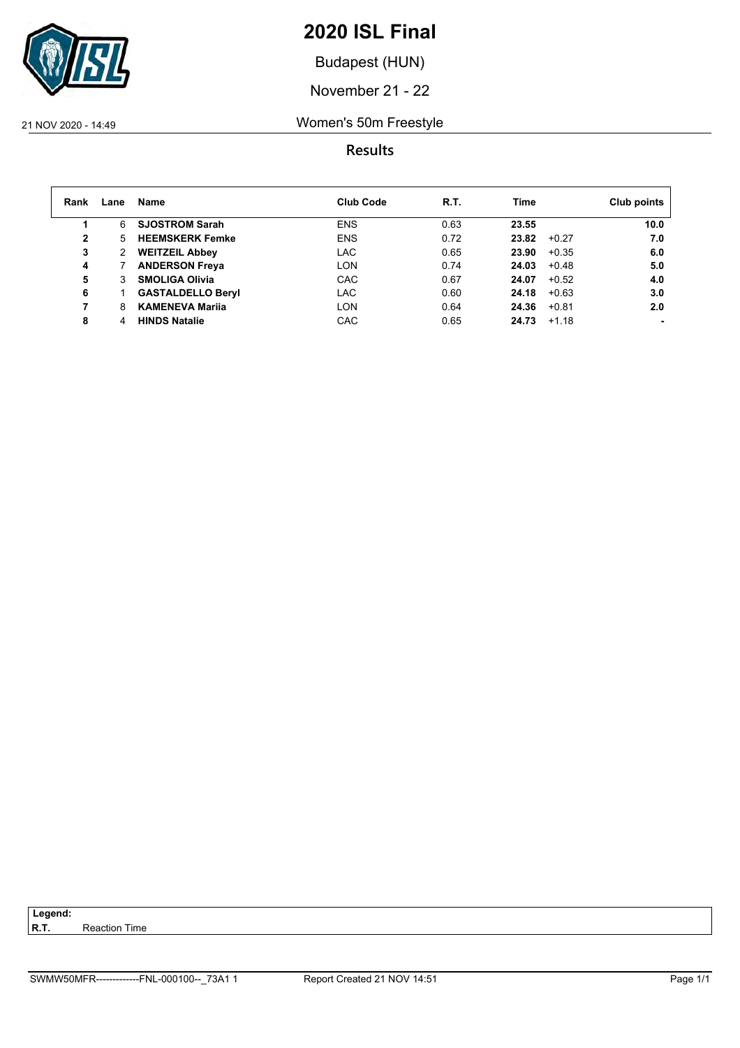# 2020 ISL Final

Budapest (HUN)

November 21 - 22

21 NOV 2020 - 14:49 Women's 50m Freestyle

## Results

| Rank | Lane | Name | Club Code | R.T. | Time | | Club points |
|---|---|---|---|---|---|---|---|
| **1** | 6 | **SJOSTROM Sarah** | ENS | 0.63 | **23.55** | | **10.0** |
| **2** | 5 | **HEEMSKERK Femke** | ENS | 0.72 | **23.82** | +0.27 | **7.0** |
| **3** | 2 | **WEITZEIL Abbey** | LAC | 0.65 | **23.90** | +0.35 | **6.0** |
| **4** | 7 | **ANDERSON Freya** | LON | 0.74 | **24.03** | +0.48 | **5.0** |
| **5** | 3 | **SMOLIGA Olivia** | CAC | 0.67 | **24.07** | +0.52 | **4.0** |
| **6** | 1 | **GASTALDELLO Beryl** | LAC | 0.60 | **24.18** | +0.63 | **3.0** |
| **7** | 8 | **KAMENEVA Mariia** | LON | 0.64 | **24.36** | +0.81 | **2.0** |
| **8** | 4 | **HINDS Natalie** | CAC | 0.65 | **24.73** | +1.18 | **-** |

**Legend:**
**R.T.** Reaction Time

SWMW50MFR-------------FNL-000100--_73A1 1 Report Created 21 NOV 14:51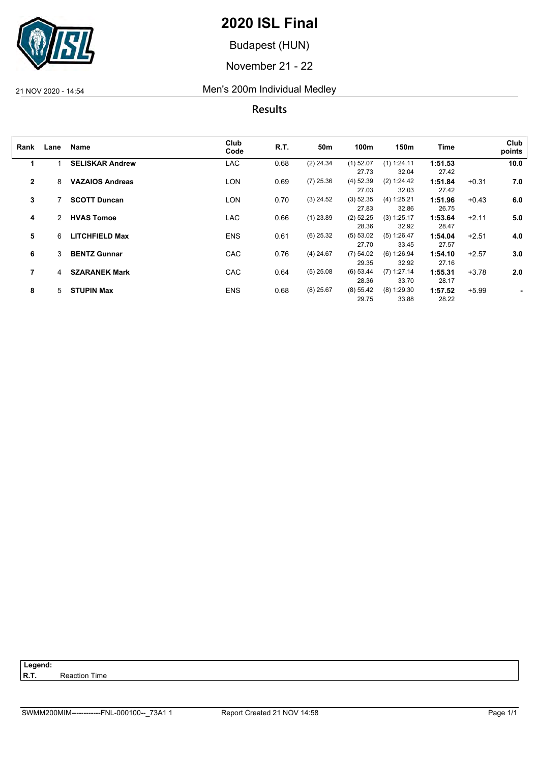# 2020 ISL Final

Budapest (HUN)

November 21 - 22

21 NOV 2020 - 14:54 Men's 200m Individual Medley

## Results

| Rank | Lane | Name | Club Code | R.T. | 50m | 100m | 150m | Time | | Club points |
|---|---|---|---|---|---|---|---|---|---|---|
| **1** | 1 | **SELISKAR Andrew** | LAC | 0.68 | (2) 24.34 | (1) 52.07<br>27.73 | (1) 1:24.11<br>32.04 | **1:51.53**<br>27.42 | | **10.0** |
| **2** | 8 | **VAZAIOS Andreas** | LON | 0.69 | (7) 25.36 | (4) 52.39<br>27.03 | (2) 1:24.42<br>32.03 | **1:51.84**<br>27.42 | +0.31 | **7.0** |
| **3** | 7 | **SCOTT Duncan** | LON | 0.70 | (3) 24.52 | (3) 52.35<br>27.83 | (4) 1:25.21<br>32.86 | **1:51.96**<br>26.75 | +0.43 | **6.0** |
| **4** | 2 | **HVAS Tomoe** | LAC | 0.66 | (1) 23.89 | (2) 52.25<br>28.36 | (3) 1:25.17<br>32.92 | **1:53.64**<br>28.47 | +2.11 | **5.0** |
| **5** | 6 | **LITCHFIELD Max** | ENS | 0.61 | (6) 25.32 | (5) 53.02<br>27.70 | (5) 1:26.47<br>33.45 | **1:54.04**<br>27.57 | +2.51 | **4.0** |
| **6** | 3 | **BENTZ Gunnar** | CAC | 0.76 | (4) 24.67 | (7) 54.02<br>29.35 | (6) 1:26.94<br>32.92 | **1:54.10**<br>27.16 | +2.57 | **3.0** |
| **7** | 4 | **SZARANEK Mark** | CAC | 0.64 | (5) 25.08 | (6) 53.44<br>28.36 | (7) 1:27.14<br>33.70 | **1:55.31**<br>28.17 | +3.78 | **2.0** |
| **8** | 5 | **STUPIN Max** | ENS | 0.68 | (8) 25.67 | (8) 55.42<br>29.75 | (8) 1:29.30<br>33.88 | **1:57.52**<br>28.22 | +5.99 | **-** |

**Legend:**
**R.T.** Reaction Time

SWMM200MIM------------FNL-000100--_73A1 1 Report Created 21 NOV 14:58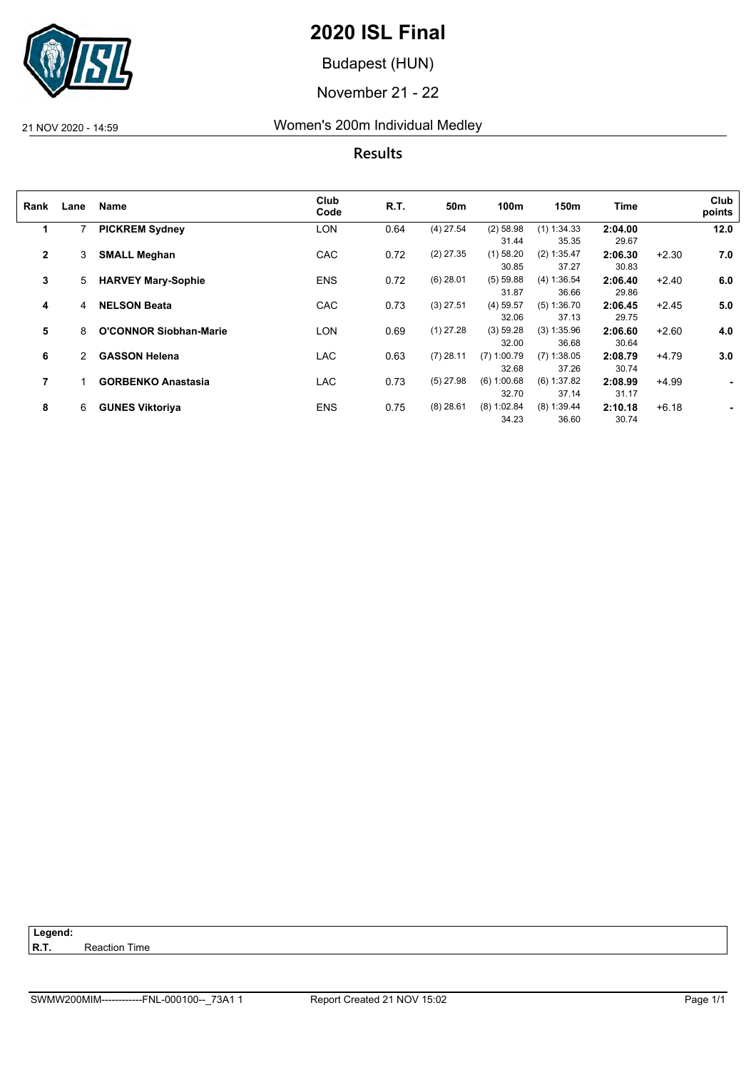# 2020 ISL Final

Budapest (HUN)

November 21 - 22

21 NOV 2020 - 14:59

## Women's 200m Individual Medley

**Results**

| Rank | Lane | Name | Club Code | R.T. | 50m | 100m | 150m | Time | | Club points |
|---|---|---|---|---|---|---|---|---|---|---|
| 1 | 7 | **PICKREM Sydney** | LON | 0.64 | (4) 27.54 | (2) 58.98<br>31.44 | (1) 1:34.33<br>35.35 | **2:04.00**<br>29.67 | | **12.0** |
| 2 | 3 | **SMALL Meghan** | CAC | 0.72 | (2) 27.35 | (1) 58.20<br>30.85 | (2) 1:35.47<br>37.27 | **2:06.30**<br>30.83 | +2.30 | **7.0** |
| 3 | 5 | **HARVEY Mary-Sophie** | ENS | 0.72 | (6) 28.01 | (5) 59.88<br>31.87 | (4) 1:36.54<br>36.66 | **2:06.40**<br>29.86 | +2.40 | **6.0** |
| 4 | 4 | **NELSON Beata** | CAC | 0.73 | (3) 27.51 | (4) 59.57<br>32.06 | (5) 1:36.70<br>37.13 | **2:06.45**<br>29.75 | +2.45 | **5.0** |
| 5 | 8 | **O'CONNOR Siobhan-Marie** | LON | 0.69 | (1) 27.28 | (3) 59.28<br>32.00 | (3) 1:35.96<br>36.68 | **2:06.60**<br>30.64 | +2.60 | **4.0** |
| 6 | 2 | **GASSON Helena** | LAC | 0.63 | (7) 28.11 | (7) 1:00.79<br>32.68 | (7) 1:38.05<br>37.26 | **2:08.79**<br>30.74 | +4.79 | **3.0** |
| 7 | 1 | **GORBENKO Anastasia** | LAC | 0.73 | (5) 27.98 | (6) 1:00.68<br>32.70 | (6) 1:37.82<br>37.14 | **2:08.99**<br>31.17 | +4.99 | **-** |
| 8 | 6 | **GUNES Viktoriya** | ENS | 0.75 | (8) 28.61 | (8) 1:02.84<br>34.23 | (8) 1:39.44<br>36.60 | **2:10.18**<br>30.74 | +6.18 | **-** |

**Legend:**
**R.T.** Reaction Time

SWMW200MIM------------FNL-000100--_73A1 1 Report Created 21 NOV 15:02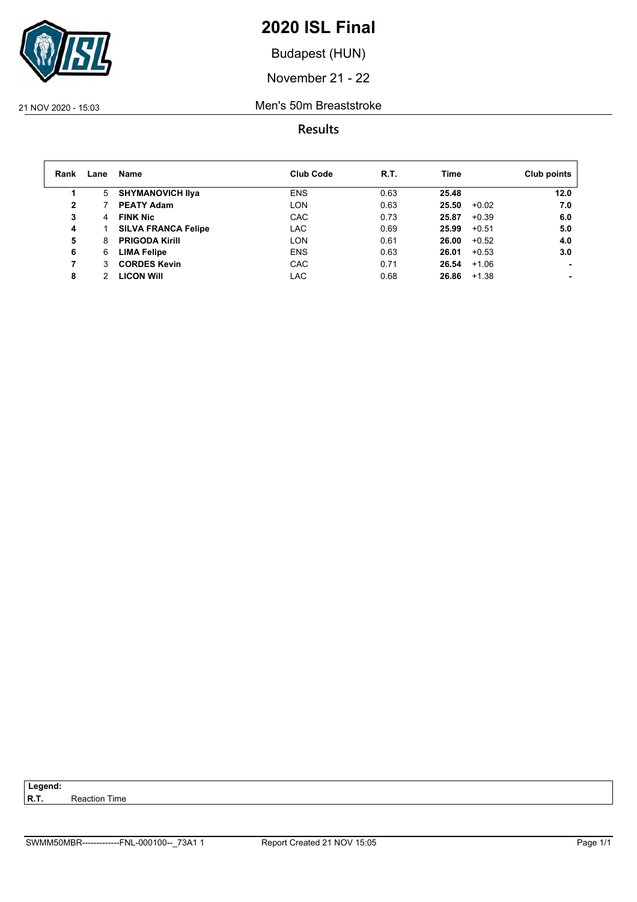# 2020 ISL Final

Budapest (HUN)

November 21 - 22

21 NOV 2020 - 15:03

## Men's 50m Breaststroke

### Results

| Rank | Lane | Name | Club Code | R.T. | Time | | Club points |
|---|---|---|---|---|---|---|---|
| **1** | 5 | **SHYMANOVICH Ilya** | ENS | 0.63 | **25.48** | | **12.0** |
| **2** | 7 | **PEATY Adam** | LON | 0.63 | **25.50** | +0.02 | **7.0** |
| **3** | 4 | **FINK Nic** | CAC | 0.73 | **25.87** | +0.39 | **6.0** |
| **4** | 1 | **SILVA FRANCA Felipe** | LAC | 0.69 | **25.99** | +0.51 | **5.0** |
| **5** | 8 | **PRIGODA Kirill** | LON | 0.61 | **26.00** | +0.52 | **4.0** |
| **6** | 6 | **LIMA Felipe** | ENS | 0.63 | **26.01** | +0.53 | **3.0** |
| **7** | 3 | **CORDES Kevin** | CAC | 0.71 | **26.54** | +1.06 | **-** |
| **8** | 2 | **LICON Will** | LAC | 0.68 | **26.86** | +1.38 | **-** |

**Legend:**
**R.T.** Reaction Time

SWMM50MBR-------------FNL-000100--_73A1 1 Report Created 21 NOV 15:05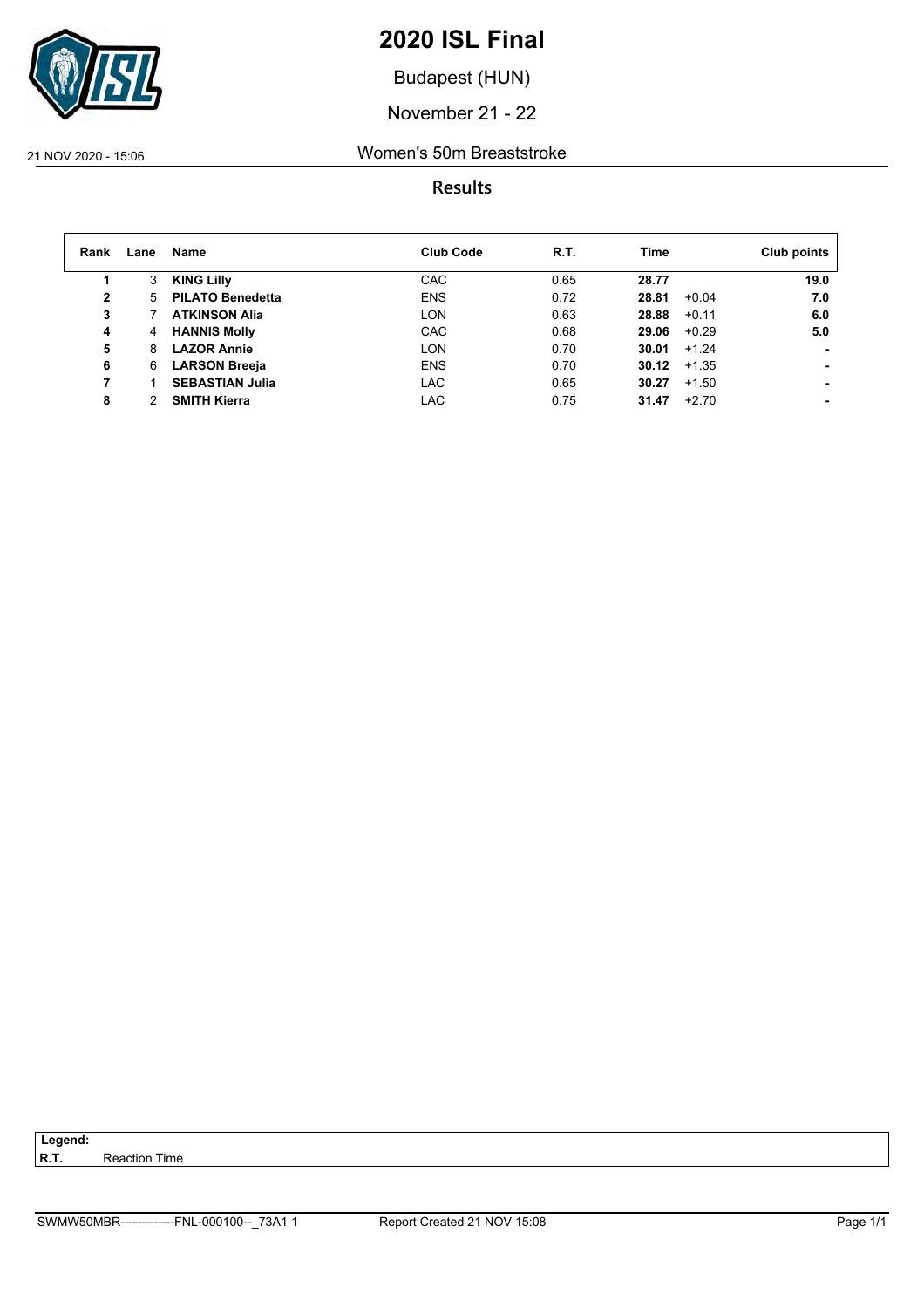# 2020 ISL Final

Budapest (HUN)

November 21 - 22

21 NOV 2020 - 15:06

## Women's 50m Breaststroke

### Results

| Rank | Lane | Name | Club Code | R.T. | Time | | Club points |
|---|---|---|---|---|---|---|---|
| 1 | 3 | **KING Lilly** | CAC | 0.65 | **28.77** | | **19.0** |
| 2 | 5 | **PILATO Benedetta** | ENS | 0.72 | **28.81** | +0.04 | **7.0** |
| 3 | 7 | **ATKINSON Alia** | LON | 0.63 | **28.88** | +0.11 | **6.0** |
| 4 | 4 | **HANNIS Molly** | CAC | 0.68 | **29.06** | +0.29 | **5.0** |
| 5 | 8 | **LAZOR Annie** | LON | 0.70 | **30.01** | +1.24 | - |
| 6 | 6 | **LARSON Breeja** | ENS | 0.70 | **30.12** | +1.35 | - |
| 7 | 1 | **SEBASTIAN Julia** | LAC | 0.65 | **30.27** | +1.50 | - |
| 8 | 2 | **SMITH Kierra** | LAC | 0.75 | **31.47** | +2.70 | - |

**Legend:**
**R.T.** Reaction Time

SWMW50MBR-------------FNL-000100--_73A1 1 Report Created 21 NOV 15:08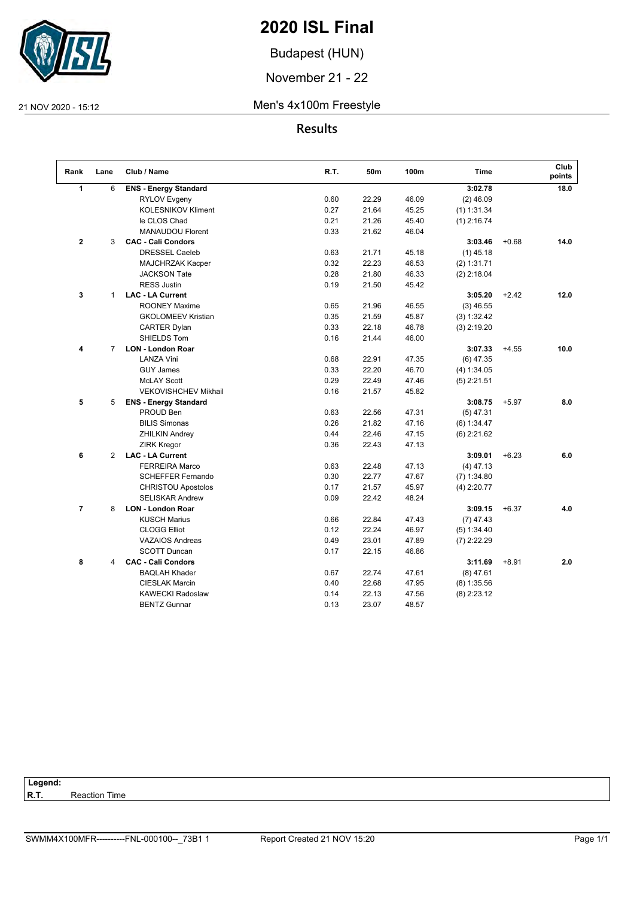# 2020 ISL Final

Budapest (HUN)

November 21 - 22

21 NOV 2020 - 15:12

## Men's 4x100m Freestyle

### Results

| Rank | Lane | Club / Name | R.T. | 50m | 100m | Time | | Club points |
|---|---|---|---|---|---|---|---|---|
| **1** | 6 | **ENS - Energy Standard** | | | | **3:02.78** | | **18.0** |
| | | RYLOV Evgeny | 0.60 | 22.29 | 46.09 | (2) 46.09 | | |
| | | KOLESNIKOV Kliment | 0.27 | 21.64 | 45.25 | (1) 1:31.34 | | |
| | | le CLOS Chad | 0.21 | 21.26 | 45.40 | (1) 2:16.74 | | |
| | | MANAUDOU Florent | 0.33 | 21.62 | 46.04 | | | |
| **2** | 3 | **CAC - Cali Condors** | | | | **3:03.46** | +0.68 | **14.0** |
| | | DRESSEL Caeleb | 0.63 | 21.71 | 45.18 | (1) 45.18 | | |
| | | MAJCHRZAK Kacper | 0.32 | 22.23 | 46.53 | (2) 1:31.71 | | |
| | | JACKSON Tate | 0.28 | 21.80 | 46.33 | (2) 2:18.04 | | |
| | | RESS Justin | 0.19 | 21.50 | 45.42 | | | |
| **3** | 1 | **LAC - LA Current** | | | | **3:05.20** | +2.42 | **12.0** |
| | | ROONEY Maxime | 0.65 | 21.96 | 46.55 | (3) 46.55 | | |
| | | GKOLOMEEV Kristian | 0.35 | 21.59 | 45.87 | (3) 1:32.42 | | |
| | | CARTER Dylan | 0.33 | 22.18 | 46.78 | (3) 2:19.20 | | |
| | | SHIELDS Tom | 0.16 | 21.44 | 46.00 | | | |
| **4** | 7 | **LON - London Roar** | | | | **3:07.33** | +4.55 | **10.0** |
| | | LANZA Vini | 0.68 | 22.91 | 47.35 | (6) 47.35 | | |
| | | GUY James | 0.33 | 22.20 | 46.70 | (4) 1:34.05 | | |
| | | McLAY Scott | 0.29 | 22.49 | 47.46 | (5) 2:21.51 | | |
| | | VEKOVISHCHEV Mikhail | 0.16 | 21.57 | 45.82 | | | |
| **5** | 5 | **ENS - Energy Standard** | | | | **3:08.75** | +5.97 | **8.0** |
| | | PROUD Ben | 0.63 | 22.56 | 47.31 | (5) 47.31 | | |
| | | BILIS Simonas | 0.26 | 21.82 | 47.16 | (6) 1:34.47 | | |
| | | ZHILKIN Andrey | 0.44 | 22.46 | 47.15 | (6) 2:21.62 | | |
| | | ZIRK Kregor | 0.36 | 22.43 | 47.13 | | | |
| **6** | 2 | **LAC - LA Current** | | | | **3:09.01** | +6.23 | **6.0** |
| | | FERREIRA Marco | 0.63 | 22.48 | 47.13 | (4) 47.13 | | |
| | | SCHEFFER Fernando | 0.30 | 22.77 | 47.67 | (7) 1:34.80 | | |
| | | CHRISTOU Apostolos | 0.17 | 21.57 | 45.97 | (4) 2:20.77 | | |
| | | SELISKAR Andrew | 0.09 | 22.42 | 48.24 | | | |
| **7** | 8 | **LON - London Roar** | | | | **3:09.15** | +6.37 | **4.0** |
| | | KUSCH Marius | 0.66 | 22.84 | 47.43 | (7) 47.43 | | |
| | | CLOGG Elliot | 0.12 | 22.24 | 46.97 | (5) 1:34.40 | | |
| | | VAZAIOS Andreas | 0.49 | 23.01 | 47.89 | (7) 2:22.29 | | |
| | | SCOTT Duncan | 0.17 | 22.15 | 46.86 | | | |
| **8** | 4 | **CAC - Cali Condors** | | | | **3:11.69** | +8.91 | **2.0** |
| | | BAQLAH Khader | 0.67 | 22.74 | 47.61 | (8) 47.61 | | |
| | | CIESLAK Marcin | 0.40 | 22.68 | 47.95 | (8) 1:35.56 | | |
| | | KAWECKI Radoslaw | 0.14 | 22.13 | 47.56 | (8) 2:23.12 | | |
| | | BENTZ Gunnar | 0.13 | 23.07 | 48.57 | | | |

**Legend:**
**R.T.** Reaction Time

SWMM4X100MFR----------FNL-000100--_73B1 1 Report Created 21 NOV 15:20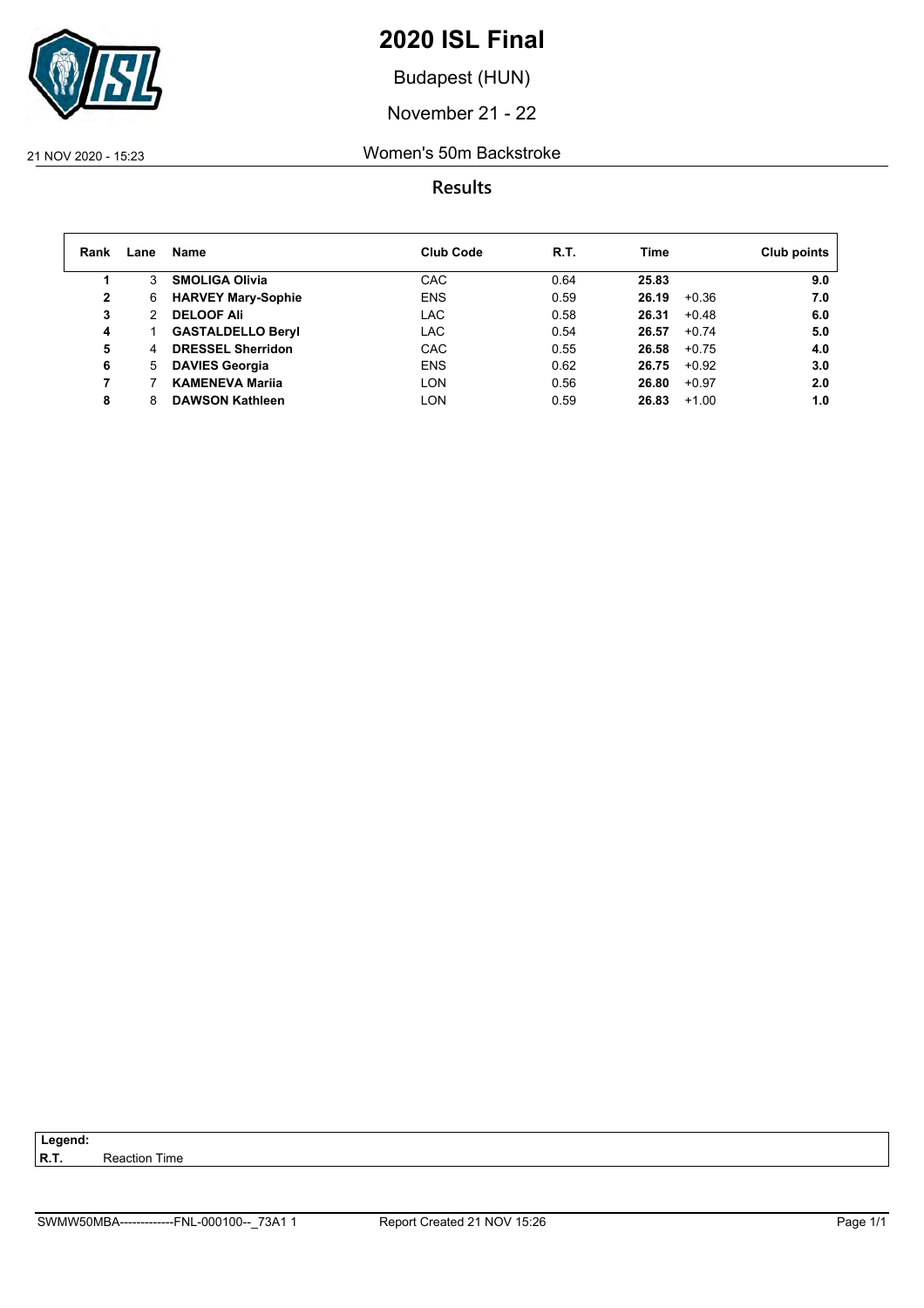# 2020 ISL Final

Budapest (HUN)

November 21 - 22

21 NOV 2020 - 15:23

## Women's 50m Backstroke

### Results

| Rank | Lane | Name | Club Code | R.T. | Time | | Club points |
|---|---|---|---|---|---|---|---|
| 1 | 3 | **SMOLIGA Olivia** | CAC | 0.64 | **25.83** | | **9.0** |
| 2 | 6 | **HARVEY Mary-Sophie** | ENS | 0.59 | **26.19** | +0.36 | **7.0** |
| 3 | 2 | **DELOOF Ali** | LAC | 0.58 | **26.31** | +0.48 | **6.0** |
| 4 | 1 | **GASTALDELLO Beryl** | LAC | 0.54 | **26.57** | +0.74 | **5.0** |
| 5 | 4 | **DRESSEL Sherridon** | CAC | 0.55 | **26.58** | +0.75 | **4.0** |
| 6 | 5 | **DAVIES Georgia** | ENS | 0.62 | **26.75** | +0.92 | **3.0** |
| 7 | 7 | **KAMENEVA Mariia** | LON | 0.56 | **26.80** | +0.97 | **2.0** |
| 8 | 8 | **DAWSON Kathleen** | LON | 0.59 | **26.83** | +1.00 | **1.0** |

**Legend:**
**R.T.** Reaction Time

SWMW50MBA-------------FNL-000100--_73A1 1 Report Created 21 NOV 15:26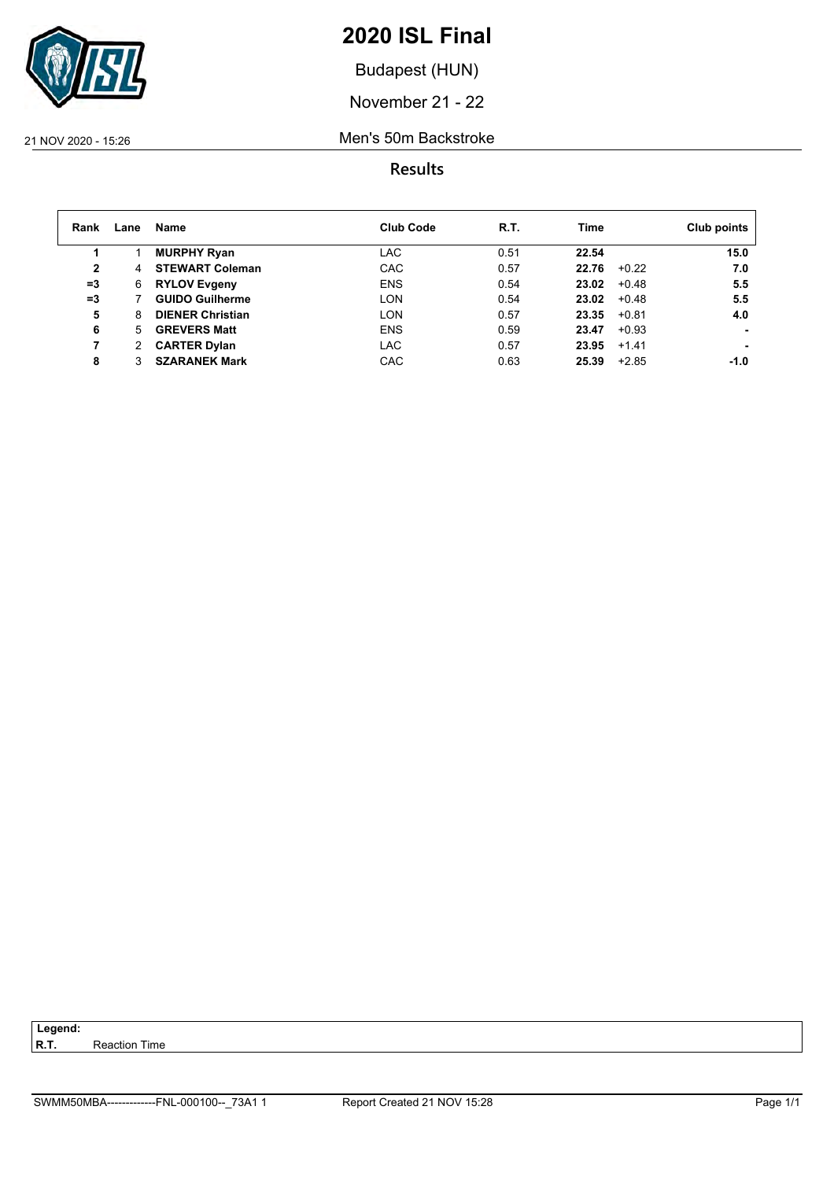# 2020 ISL Final

Budapest (HUN)

November 21 - 22

21 NOV 2020 - 15:26

Men's 50m Backstroke

## Results

| Rank | Lane | Name | Club Code | R.T. | Time | | Club points |
|---|---|---|---|---|---|---|---|
| 1 | 1 | **MURPHY Ryan** | LAC | 0.51 | **22.54** | | **15.0** |
| 2 | 4 | **STEWART Coleman** | CAC | 0.57 | **22.76** | +0.22 | **7.0** |
| =3 | 6 | **RYLOV Evgeny** | ENS | 0.54 | **23.02** | +0.48 | **5.5** |
| =3 | 7 | **GUIDO Guilherme** | LON | 0.54 | **23.02** | +0.48 | **5.5** |
| 5 | 8 | **DIENER Christian** | LON | 0.57 | **23.35** | +0.81 | **4.0** |
| 6 | 5 | **GREVERS Matt** | ENS | 0.59 | **23.47** | +0.93 | **-** |
| 7 | 2 | **CARTER Dylan** | LAC | 0.57 | **23.95** | +1.41 | **-** |
| 8 | 3 | **SZARANEK Mark** | CAC | 0.63 | **25.39** | +2.85 | **-1.0** |

**Legend:**
**R.T.** Reaction Time

SWMM50MBA-------------FNL-000100--_73A1 1 Report Created 21 NOV 15:28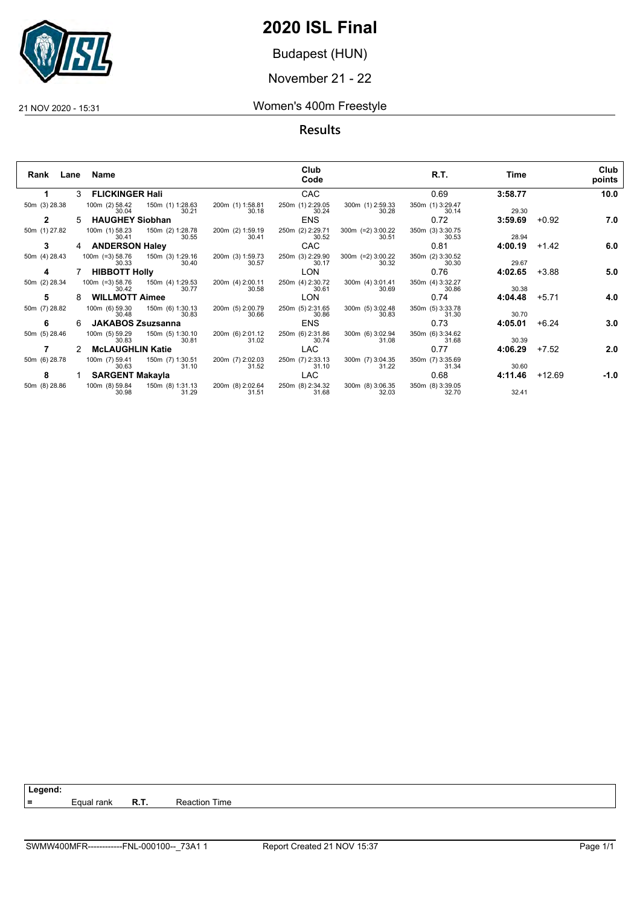# 2020 ISL Final

Budapest (HUN)

November 21 - 22

21 NOV 2020 - 15:31

## Women's 400m Freestyle

### Results

| Rank | Lane | Name | Club Code | R.T. | Time | | Club points |
|---|---|---|---|---|---|---|---|
| 1 | 3 | **FLICKINGER Hali** | CAC | 0.69 | **3:58.77** | | **10.0** |
| 2 | 5 | **HAUGHEY Siobhan** | ENS | 0.72 | **3:59.69** | +0.92 | **7.0** |
| 3 | 4 | **ANDERSON Haley** | CAC | 0.81 | **4:00.19** | +1.42 | **6.0** |
| 4 | 7 | **HIBBOTT Holly** | LON | 0.76 | **4:02.65** | +3.88 | **5.0** |
| 5 | 8 | **WILLMOTT Aimee** | LON | 0.74 | **4:04.48** | +5.71 | **4.0** |
| 6 | 6 | **JAKABOS Zsuzsanna** | ENS | 0.73 | **4:05.01** | +6.24 | **3.0** |
| 7 | 2 | **McLAUGHLIN Katie** | LAC | 0.77 | **4:06.29** | +7.52 | **2.0** |
| 8 | 1 | **SARGENT Makayla** | LAC | 0.68 | **4:11.46** | +12.69 | **-1.0** |

### Splits

| Name | 50m | 100m | 150m | 200m | 250m | 300m | 350m | 400m split |
|---|---|---|---|---|---|---|---|---|
| FLICKINGER Hali | (3) 28.38 | (2) 58.42 / 30.04 | (1) 1:28.63 / 30.21 | (1) 1:58.81 / 30.18 | (1) 2:29.05 / 30.24 | (1) 2:59.33 / 30.28 | (1) 3:29.47 / 30.14 | 29.30 |
| HAUGHEY Siobhan | (1) 27.82 | (1) 58.23 / 30.41 | (2) 1:28.78 / 30.55 | (2) 1:59.19 / 30.41 | (2) 2:29.71 / 30.52 | (=2) 3:00.22 / 30.51 | (3) 3:30.75 / 30.53 | 28.94 |
| ANDERSON Haley | (4) 28.43 | (=3) 58.76 / 30.33 | (3) 1:29.16 / 30.40 | (3) 1:59.73 / 30.57 | (3) 2:29.90 / 30.17 | (=2) 3:00.22 / 30.32 | (2) 3:30.52 / 30.30 | 29.67 |
| HIBBOTT Holly | (2) 28.34 | (=3) 58.76 / 30.42 | (4) 1:29.53 / 30.77 | (4) 2:00.11 / 30.58 | (4) 2:30.72 / 30.61 | (4) 3:01.41 / 30.69 | (4) 3:32.27 / 30.86 | 30.38 |
| WILLMOTT Aimee | (7) 28.82 | (6) 59.30 / 30.48 | (6) 1:30.13 / 30.83 | (5) 2:00.79 / 30.66 | (5) 2:31.65 / 30.86 | (5) 3:02.48 / 30.83 | (5) 3:33.78 / 31.30 | 30.70 |
| JAKABOS Zsuzsanna | (5) 28.46 | (5) 59.29 / 30.83 | (5) 1:30.10 / 30.81 | (6) 2:01.12 / 31.02 | (6) 2:31.86 / 30.74 | (6) 3:02.94 / 31.08 | (6) 3:34.62 / 31.68 | 30.39 |
| McLAUGHLIN Katie | (6) 28.78 | (7) 59.41 / 30.63 | (7) 1:30.51 / 31.10 | (7) 2:02.03 / 31.52 | (7) 2:33.13 / 31.10 | (7) 3:04.35 / 31.22 | (7) 3:35.69 / 31.34 | 30.60 |
| SARGENT Makayla | (8) 28.86 | (8) 59.84 / 30.98 | (8) 1:31.13 / 31.29 | (8) 2:02.64 / 31.51 | (8) 2:34.32 / 31.68 | (8) 3:06.35 / 32.03 | (8) 3:39.05 / 32.70 | 32.41 |

**Legend:**

= Equal rank  **R.T.** Reaction Time

SWMW400MFR------------FNL-000100--_73A1 1    Report Created 21 NOV 15:37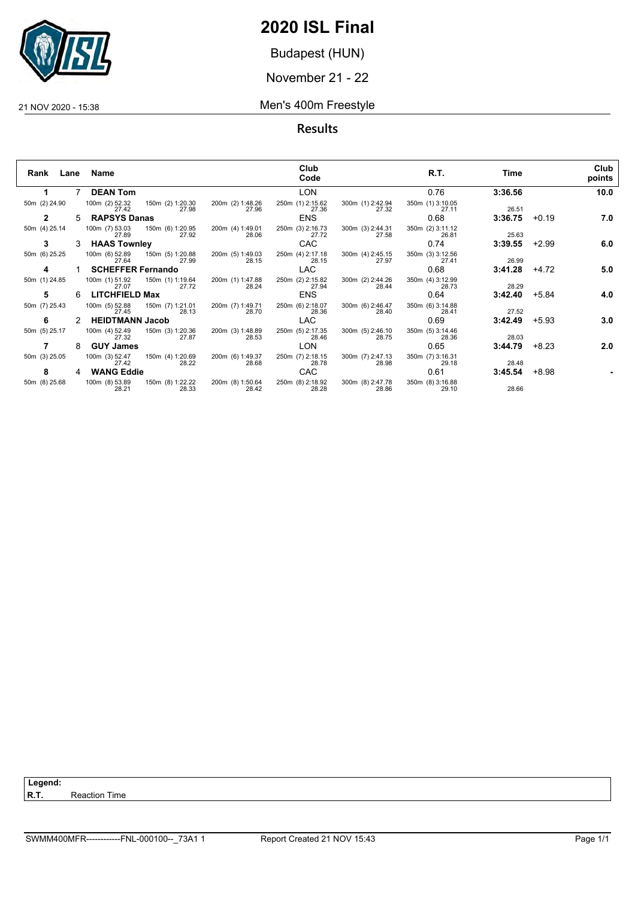# 2020 ISL Final

Budapest (HUN)

November 21 - 22

21 NOV 2020 - 15:38

## Men's 400m Freestyle

### Results

| Rank | Lane | Name | Club Code | R.T. | Time | | Club points |
|---|---|---|---|---|---|---|---|
| 1 | 7 | **DEAN Tom** | LON | 0.76 | **3:36.56** | | **10.0** |
| 50m (2) 24.90 | | 100m (2) 52.32 / 27.42 · 150m (2) 1:20.30 / 27.98 · 200m (2) 1:48.26 / 27.96 | 250m (1) 2:15.62 / 27.36 · 300m (1) 2:42.94 / 27.32 | 350m (1) 3:10.05 / 27.11 | 26.51 | | |
| 2 | 5 | **RAPSYS Danas** | ENS | 0.68 | **3:36.75** | +0.19 | **7.0** |
| 50m (4) 25.14 | | 100m (7) 53.03 / 27.89 · 150m (6) 1:20.95 / 27.92 · 200m (4) 1:49.01 / 28.06 | 250m (3) 2:16.73 / 27.72 · 300m (3) 2:44.31 / 27.58 | 350m (2) 3:11.12 / 26.81 | 25.63 | | |
| 3 | 3 | **HAAS Townley** | CAC | 0.74 | **3:39.55** | +2.99 | **6.0** |
| 50m (6) 25.25 | | 100m (6) 52.89 / 27.64 · 150m (5) 1:20.88 / 27.99 · 200m (5) 1:49.03 / 28.15 | 250m (4) 2:17.18 / 28.15 · 300m (4) 2:45.15 / 27.97 | 350m (3) 3:12.56 / 27.41 | 26.99 | | |
| 4 | 1 | **SCHEFFER Fernando** | LAC | 0.68 | **3:41.28** | +4.72 | **5.0** |
| 50m (1) 24.85 | | 100m (1) 51.92 / 27.07 · 150m (1) 1:19.64 / 27.72 · 200m (1) 1:47.88 / 28.24 | 250m (2) 2:15.82 / 27.94 · 300m (2) 2:44.26 / 28.44 | 350m (4) 3:12.99 / 28.73 | 28.29 | | |
| 5 | 6 | **LITCHFIELD Max** | ENS | 0.64 | **3:42.40** | +5.84 | **4.0** |
| 50m (7) 25.43 | | 100m (5) 52.88 / 27.45 · 150m (7) 1:21.01 / 28.13 · 200m (7) 1:49.71 / 28.70 | 250m (6) 2:18.07 / 28.36 · 300m (6) 2:46.47 / 28.40 | 350m (6) 3:14.88 / 28.41 | 27.52 | | |
| 6 | 2 | **HEIDTMANN Jacob** | LAC | 0.69 | **3:42.49** | +5.93 | **3.0** |
| 50m (5) 25.17 | | 100m (4) 52.49 / 27.32 · 150m (3) 1:20.36 / 27.87 · 200m (3) 1:48.89 / 28.53 | 250m (5) 2:17.35 / 28.46 · 300m (5) 2:46.10 / 28.75 | 350m (5) 3:14.46 / 28.36 | 28.03 | | |
| 7 | 8 | **GUY James** | LON | 0.65 | **3:44.79** | +8.23 | **2.0** |
| 50m (3) 25.05 | | 100m (3) 52.47 / 27.42 · 150m (4) 1:20.69 / 28.22 · 200m (6) 1:49.37 / 28.68 | 250m (7) 2:18.15 / 28.78 · 300m (7) 2:47.13 / 28.98 | 350m (7) 3:16.31 / 29.18 | 28.48 | | |
| 8 | 4 | **WANG Eddie** | CAC | 0.61 | **3:45.54** | +8.98 | **-** |
| 50m (8) 25.68 | | 100m (8) 53.89 / 28.21 · 150m (8) 1:22.22 / 28.33 · 200m (8) 1:50.64 / 28.42 | 250m (8) 2:18.92 / 28.28 · 300m (8) 2:47.78 / 28.86 | 350m (8) 3:16.88 / 29.10 | 28.66 | | |

**Legend:**
**R.T.** Reaction Time

SWMM400MFR------------FNL-000100--_73A1 1 Report Created 21 NOV 15:43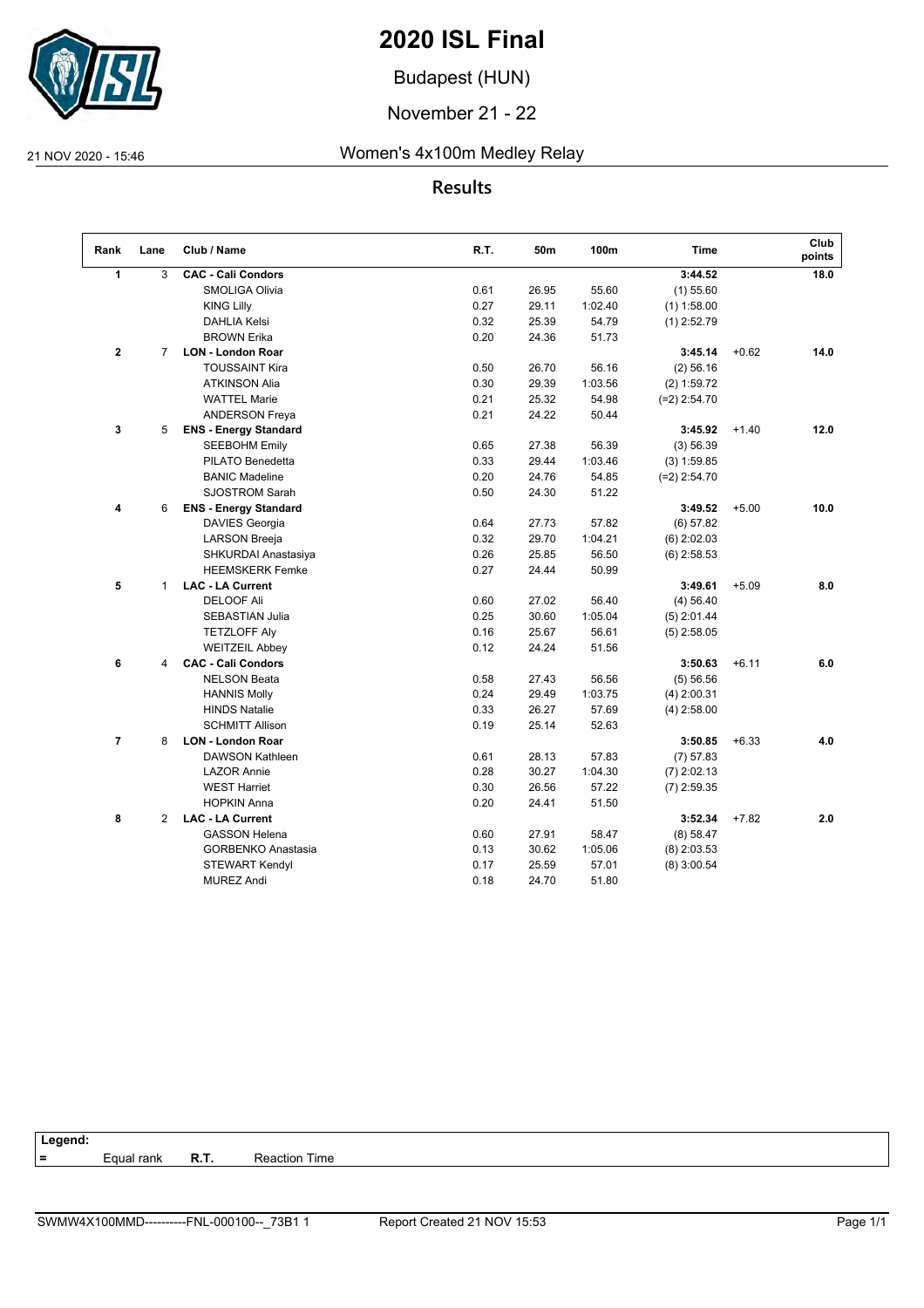# 2020 ISL Final

Budapest (HUN)

November 21 - 22

21 NOV 2020 - 15:46

## Women's 4x100m Medley Relay

### Results

| Rank | Lane | Club / Name | R.T. | 50m | 100m | Time | | Club points |
|---|---|---|---|---|---|---|---|---|
| **1** | 3 | **CAC - Cali Condors** | | | | **3:44.52** | | **18.0** |
| | | SMOLIGA Olivia | 0.61 | 26.95 | 55.60 | (1) 55.60 | | |
| | | KING Lilly | 0.27 | 29.11 | 1:02.40 | (1) 1:58.00 | | |
| | | DAHLIA Kelsi | 0.32 | 25.39 | 54.79 | (1) 2:52.79 | | |
| | | BROWN Erika | 0.20 | 24.36 | 51.73 | | | |
| **2** | 7 | **LON - London Roar** | | | | **3:45.14** | +0.62 | **14.0** |
| | | TOUSSAINT Kira | 0.50 | 26.70 | 56.16 | (2) 56.16 | | |
| | | ATKINSON Alia | 0.30 | 29.39 | 1:03.56 | (2) 1:59.72 | | |
| | | WATTEL Marie | 0.21 | 25.32 | 54.98 | (=2) 2:54.70 | | |
| | | ANDERSON Freya | 0.21 | 24.22 | 50.44 | | | |
| **3** | 5 | **ENS - Energy Standard** | | | | **3:45.92** | +1.40 | **12.0** |
| | | SEEBOHM Emily | 0.65 | 27.38 | 56.39 | (3) 56.39 | | |
| | | PILATO Benedetta | 0.33 | 29.44 | 1:03.46 | (3) 1:59.85 | | |
| | | BANIC Madeline | 0.20 | 24.76 | 54.85 | (=2) 2:54.70 | | |
| | | SJOSTROM Sarah | 0.50 | 24.30 | 51.22 | | | |
| **4** | 6 | **ENS - Energy Standard** | | | | **3:49.52** | +5.00 | **10.0** |
| | | DAVIES Georgia | 0.64 | 27.73 | 57.82 | (6) 57.82 | | |
| | | LARSON Breeja | 0.32 | 29.70 | 1:04.21 | (6) 2:02.03 | | |
| | | SHKURDAI Anastasiya | 0.26 | 25.85 | 56.50 | (6) 2:58.53 | | |
| | | HEEMSKERK Femke | 0.27 | 24.44 | 50.99 | | | |
| **5** | 1 | **LAC - LA Current** | | | | **3:49.61** | +5.09 | **8.0** |
| | | DELOOF Ali | 0.60 | 27.02 | 56.40 | (4) 56.40 | | |
| | | SEBASTIAN Julia | 0.25 | 30.60 | 1:05.04 | (5) 2:01.44 | | |
| | | TETZLOFF Aly | 0.16 | 25.67 | 56.61 | (5) 2:58.05 | | |
| | | WEITZEIL Abbey | 0.12 | 24.24 | 51.56 | | | |
| **6** | 4 | **CAC - Cali Condors** | | | | **3:50.63** | +6.11 | **6.0** |
| | | NELSON Beata | 0.58 | 27.43 | 56.56 | (5) 56.56 | | |
| | | HANNIS Molly | 0.24 | 29.49 | 1:03.75 | (4) 2:00.31 | | |
| | | HINDS Natalie | 0.33 | 26.27 | 57.69 | (4) 2:58.00 | | |
| | | SCHMITT Allison | 0.19 | 25.14 | 52.63 | | | |
| **7** | 8 | **LON - London Roar** | | | | **3:50.85** | +6.33 | **4.0** |
| | | DAWSON Kathleen | 0.61 | 28.13 | 57.83 | (7) 57.83 | | |
| | | LAZOR Annie | 0.28 | 30.27 | 1:04.30 | (7) 2:02.13 | | |
| | | WEST Harriet | 0.30 | 26.56 | 57.22 | (7) 2:59.35 | | |
| | | HOPKIN Anna | 0.20 | 24.41 | 51.50 | | | |
| **8** | 2 | **LAC - LA Current** | | | | **3:52.34** | +7.82 | **2.0** |
| | | GASSON Helena | 0.60 | 27.91 | 58.47 | (8) 58.47 | | |
| | | GORBENKO Anastasia | 0.13 | 30.62 | 1:05.06 | (8) 2:03.53 | | |
| | | STEWART Kendyl | 0.17 | 25.59 | 57.01 | (8) 3:00.54 | | |
| | | MUREZ Andi | 0.18 | 24.70 | 51.80 | | | |

**Legend:**

= Equal rank **R.T.** Reaction Time

SWMW4X100MMD----------FNL-000100--_73B1 1 Report Created 21 NOV 15:53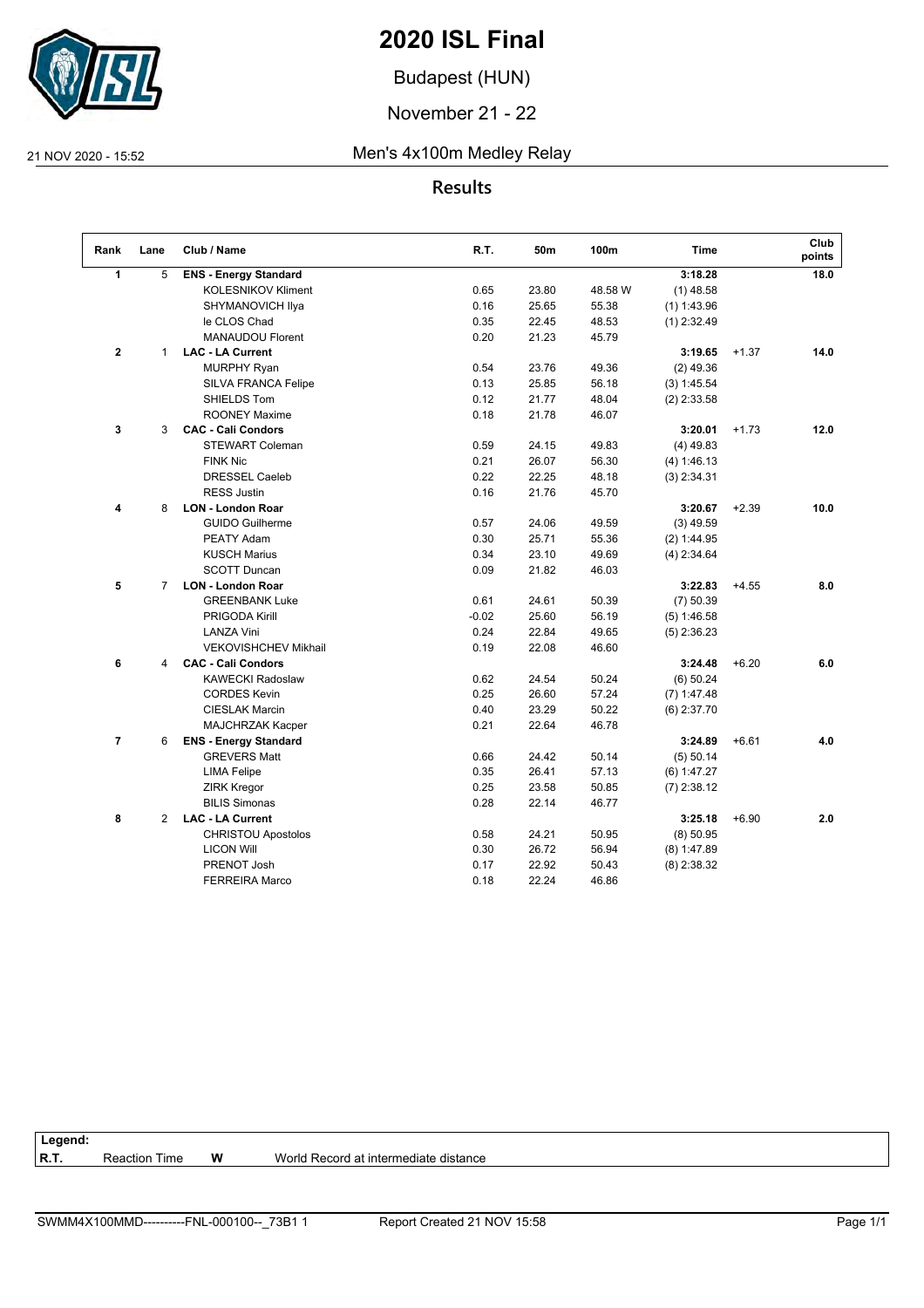# 2020 ISL Final

Budapest (HUN)

November 21 - 22

21 NOV 2020 - 15:52

## Men's 4x100m Medley Relay

### Results

| Rank | Lane | Club / Name | R.T. | 50m | 100m | Time | | Club points |
|---|---|---|---|---|---|---|---|---|
| **1** | 5 | **ENS - Energy Standard** | | | | **3:18.28** | | **18.0** |
| | | KOLESNIKOV Kliment | 0.65 | 23.80 | 48.58 W | (1) 48.58 | | |
| | | SHYMANOVICH Ilya | 0.16 | 25.65 | 55.38 | (1) 1:43.96 | | |
| | | le CLOS Chad | 0.35 | 22.45 | 48.53 | (1) 2:32.49 | | |
| | | MANAUDOU Florent | 0.20 | 21.23 | 45.79 | | | |
| **2** | 1 | **LAC - LA Current** | | | | **3:19.65** | +1.37 | **14.0** |
| | | MURPHY Ryan | 0.54 | 23.76 | 49.36 | (2) 49.36 | | |
| | | SILVA FRANCA Felipe | 0.13 | 25.85 | 56.18 | (3) 1:45.54 | | |
| | | SHIELDS Tom | 0.12 | 21.77 | 48.04 | (2) 2:33.58 | | |
| | | ROONEY Maxime | 0.18 | 21.78 | 46.07 | | | |
| **3** | 3 | **CAC - Cali Condors** | | | | **3:20.01** | +1.73 | **12.0** |
| | | STEWART Coleman | 0.59 | 24.15 | 49.83 | (4) 49.83 | | |
| | | FINK Nic | 0.21 | 26.07 | 56.30 | (4) 1:46.13 | | |
| | | DRESSEL Caeleb | 0.22 | 22.25 | 48.18 | (3) 2:34.31 | | |
| | | RESS Justin | 0.16 | 21.76 | 45.70 | | | |
| **4** | 8 | **LON - London Roar** | | | | **3:20.67** | +2.39 | **10.0** |
| | | GUIDO Guilherme | 0.57 | 24.06 | 49.59 | (3) 49.59 | | |
| | | PEATY Adam | 0.30 | 25.71 | 55.36 | (2) 1:44.95 | | |
| | | KUSCH Marius | 0.34 | 23.10 | 49.69 | (4) 2:34.64 | | |
| | | SCOTT Duncan | 0.09 | 21.82 | 46.03 | | | |
| **5** | 7 | **LON - London Roar** | | | | **3:22.83** | +4.55 | **8.0** |
| | | GREENBANK Luke | 0.61 | 24.61 | 50.39 | (7) 50.39 | | |
| | | PRIGODA Kirill | -0.02 | 25.60 | 56.19 | (5) 1:46.58 | | |
| | | LANZA Vini | 0.24 | 22.84 | 49.65 | (5) 2:36.23 | | |
| | | VEKOVISHCHEV Mikhail | 0.19 | 22.08 | 46.60 | | | |
| **6** | 4 | **CAC - Cali Condors** | | | | **3:24.48** | +6.20 | **6.0** |
| | | KAWECKI Radoslaw | 0.62 | 24.54 | 50.24 | (6) 50.24 | | |
| | | CORDES Kevin | 0.25 | 26.60 | 57.24 | (7) 1:47.48 | | |
| | | CIESLAK Marcin | 0.40 | 23.29 | 50.22 | (6) 2:37.70 | | |
| | | MAJCHRZAK Kacper | 0.21 | 22.64 | 46.78 | | | |
| **7** | 6 | **ENS - Energy Standard** | | | | **3:24.89** | +6.61 | **4.0** |
| | | GREVERS Matt | 0.66 | 24.42 | 50.14 | (5) 50.14 | | |
| | | LIMA Felipe | 0.35 | 26.41 | 57.13 | (6) 1:47.27 | | |
| | | ZIRK Kregor | 0.25 | 23.58 | 50.85 | (7) 2:38.12 | | |
| | | BILIS Simonas | 0.28 | 22.14 | 46.77 | | | |
| **8** | 2 | **LAC - LA Current** | | | | **3:25.18** | +6.90 | **2.0** |
| | | CHRISTOU Apostolos | 0.58 | 24.21 | 50.95 | (8) 50.95 | | |
| | | LICON Will | 0.30 | 26.72 | 56.94 | (8) 1:47.89 | | |
| | | PRENOT Josh | 0.17 | 22.92 | 50.43 | (8) 2:38.32 | | |
| | | FERREIRA Marco | 0.18 | 22.24 | 46.86 | | | |

**Legend:**

| R.T. | Reaction Time | W | World Record at intermediate distance |
|---|---|---|---|

SWMM4X100MMD----------FNL-000100--_73B1 1 Report Created 21 NOV 15:58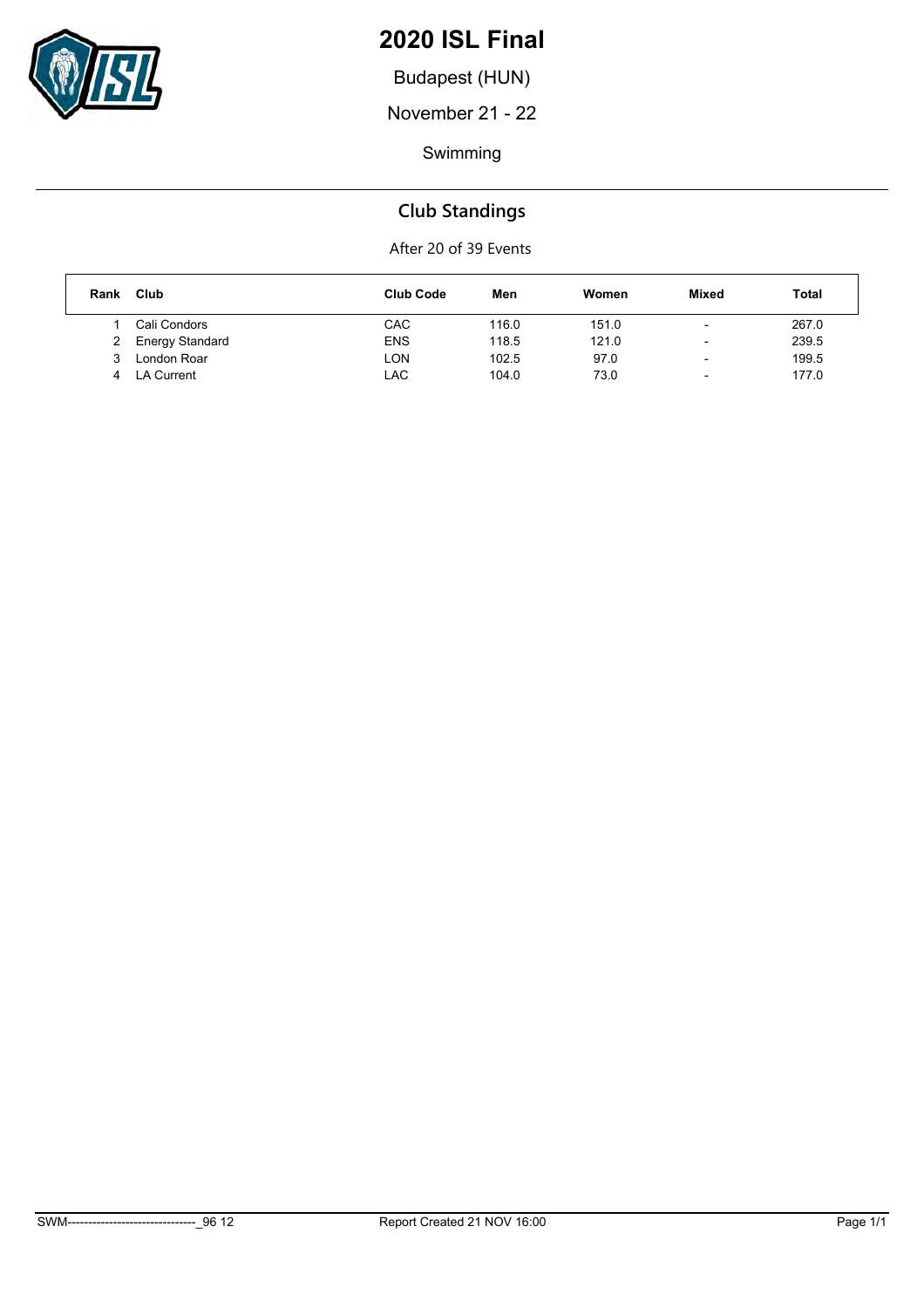# 2020 ISL Final

Budapest (HUN)

November 21 - 22

Swimming

## Club Standings

After 20 of 39 Events

| Rank | Club | Club Code | Men | Women | Mixed | Total |
|---|---|---|---|---|---|---|
| 1 | Cali Condors | CAC | 116.0 | 151.0 | - | 267.0 |
| 2 | Energy Standard | ENS | 118.5 | 121.0 | - | 239.5 |
| 3 | London Roar | LON | 102.5 | 97.0 | - | 199.5 |
| 4 | LA Current | LAC | 104.0 | 73.0 | - | 177.0 |

SWM-------------------------------_96 12 Report Created 21 NOV 16:00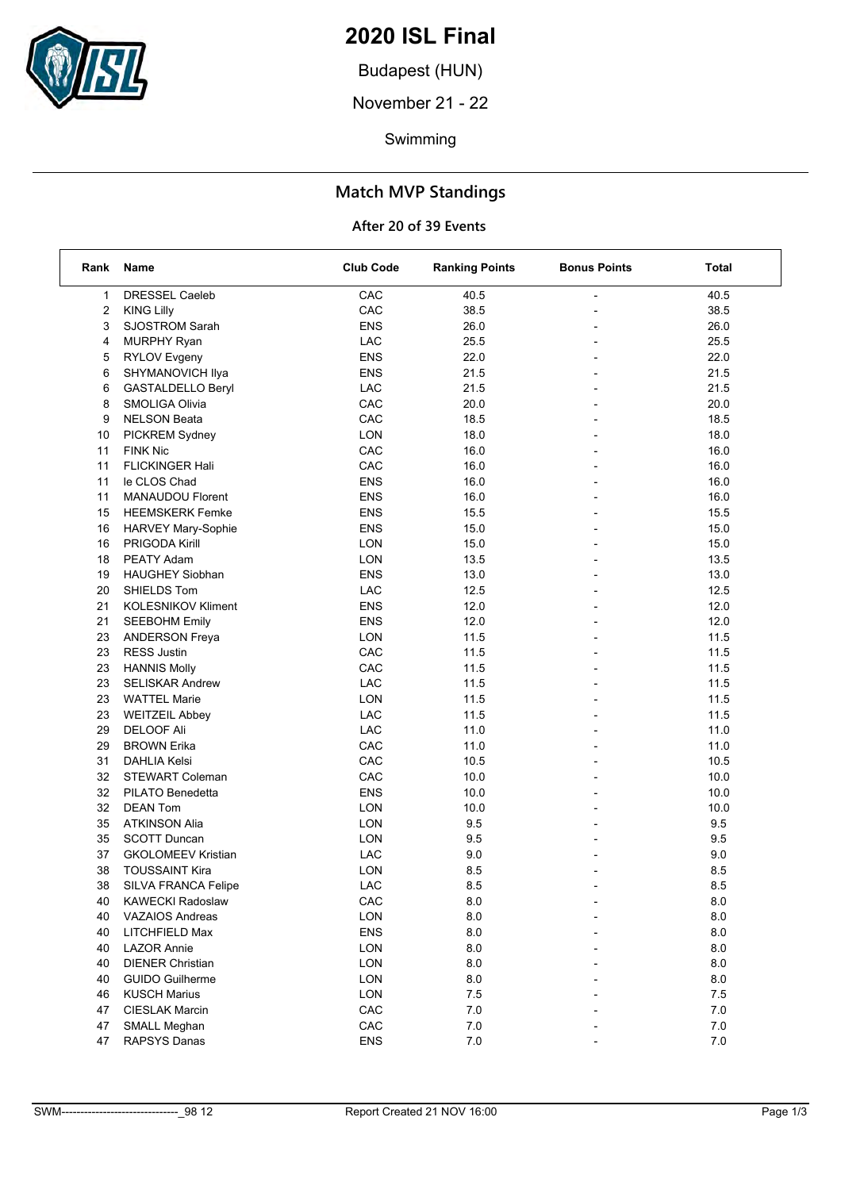# 2020 ISL Final

Budapest (HUN)

November 21 - 22

Swimming

## Match MVP Standings

### After 20 of 39 Events

| Rank | Name | Club Code | Ranking Points | Bonus Points | Total |
|---|---|---|---|---|---|
| 1 | DRESSEL Caeleb | CAC | 40.5 | - | 40.5 |
| 2 | KING Lilly | CAC | 38.5 | - | 38.5 |
| 3 | SJOSTROM Sarah | ENS | 26.0 | - | 26.0 |
| 4 | MURPHY Ryan | LAC | 25.5 | - | 25.5 |
| 5 | RYLOV Evgeny | ENS | 22.0 | - | 22.0 |
| 6 | SHYMANOVICH Ilya | ENS | 21.5 | - | 21.5 |
| 6 | GASTALDELLO Beryl | LAC | 21.5 | - | 21.5 |
| 8 | SMOLIGA Olivia | CAC | 20.0 | - | 20.0 |
| 9 | NELSON Beata | CAC | 18.5 | - | 18.5 |
| 10 | PICKREM Sydney | LON | 18.0 | - | 18.0 |
| 11 | FINK Nic | CAC | 16.0 | - | 16.0 |
| 11 | FLICKINGER Hali | CAC | 16.0 | - | 16.0 |
| 11 | le CLOS Chad | ENS | 16.0 | - | 16.0 |
| 11 | MANAUDOU Florent | ENS | 16.0 | - | 16.0 |
| 15 | HEEMSKERK Femke | ENS | 15.5 | - | 15.5 |
| 16 | HARVEY Mary-Sophie | ENS | 15.0 | - | 15.0 |
| 16 | PRIGODA Kirill | LON | 15.0 | - | 15.0 |
| 18 | PEATY Adam | LON | 13.5 | - | 13.5 |
| 19 | HAUGHEY Siobhan | ENS | 13.0 | - | 13.0 |
| 20 | SHIELDS Tom | LAC | 12.5 | - | 12.5 |
| 21 | KOLESNIKOV Kliment | ENS | 12.0 | - | 12.0 |
| 21 | SEEBOHM Emily | ENS | 12.0 | - | 12.0 |
| 23 | ANDERSON Freya | LON | 11.5 | - | 11.5 |
| 23 | RESS Justin | CAC | 11.5 | - | 11.5 |
| 23 | HANNIS Molly | CAC | 11.5 | - | 11.5 |
| 23 | SELISKAR Andrew | LAC | 11.5 | - | 11.5 |
| 23 | WATTEL Marie | LON | 11.5 | - | 11.5 |
| 23 | WEITZEIL Abbey | LAC | 11.5 | - | 11.5 |
| 29 | DELOOF Ali | LAC | 11.0 | - | 11.0 |
| 29 | BROWN Erika | CAC | 11.0 | - | 11.0 |
| 31 | DAHLIA Kelsi | CAC | 10.5 | - | 10.5 |
| 32 | STEWART Coleman | CAC | 10.0 | - | 10.0 |
| 32 | PILATO Benedetta | ENS | 10.0 | - | 10.0 |
| 32 | DEAN Tom | LON | 10.0 | - | 10.0 |
| 35 | ATKINSON Alia | LON | 9.5 | - | 9.5 |
| 35 | SCOTT Duncan | LON | 9.5 | - | 9.5 |
| 37 | GKOLOMEEV Kristian | LAC | 9.0 | - | 9.0 |
| 38 | TOUSSAINT Kira | LON | 8.5 | - | 8.5 |
| 38 | SILVA FRANCA Felipe | LAC | 8.5 | - | 8.5 |
| 40 | KAWECKI Radoslaw | CAC | 8.0 | - | 8.0 |
| 40 | VAZAIOS Andreas | LON | 8.0 | - | 8.0 |
| 40 | LITCHFIELD Max | ENS | 8.0 | - | 8.0 |
| 40 | LAZOR Annie | LON | 8.0 | - | 8.0 |
| 40 | DIENER Christian | LON | 8.0 | - | 8.0 |
| 40 | GUIDO Guilherme | LON | 8.0 | - | 8.0 |
| 46 | KUSCH Marius | LON | 7.5 | - | 7.5 |
| 47 | CIESLAK Marcin | CAC | 7.0 | - | 7.0 |
| 47 | SMALL Meghan | CAC | 7.0 | - | 7.0 |
| 47 | RAPSYS Danas | ENS | 7.0 | - | 7.0 |

SWM-------------------------------_98 12 Report Created 21 NOV 16:00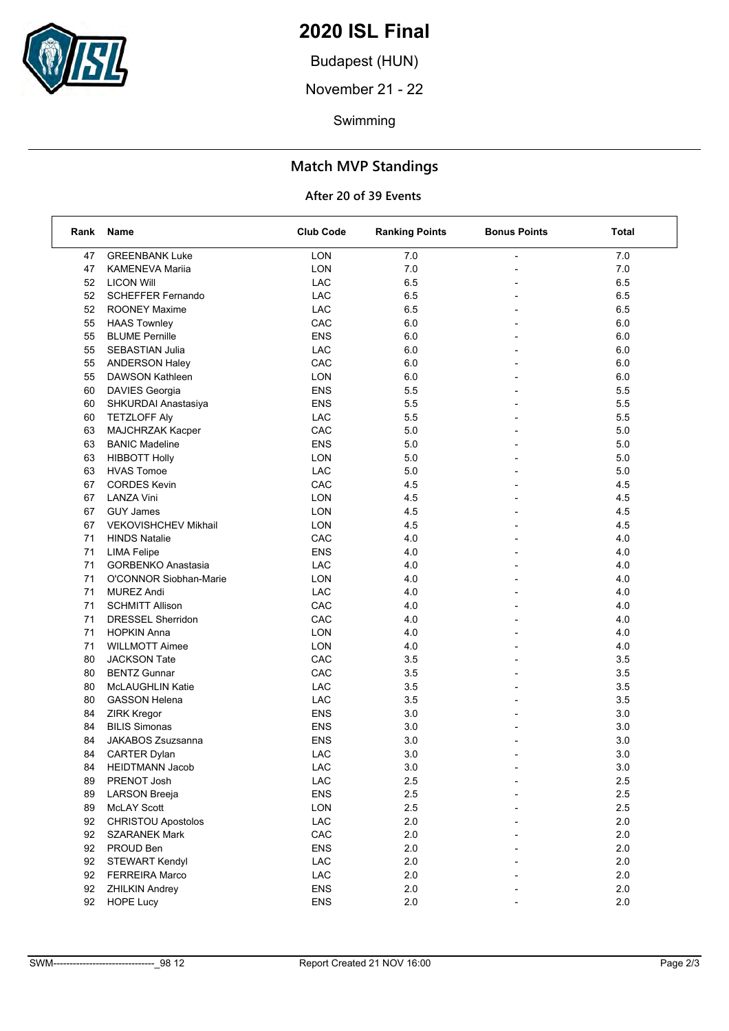# 2020 ISL Final

Budapest (HUN)

November 21 - 22

Swimming

## Match MVP Standings

### After 20 of 39 Events

| Rank | Name | Club Code | Ranking Points | Bonus Points | Total |
|---|---|---|---|---|---|
| 47 | GREENBANK Luke | LON | 7.0 | - | 7.0 |
| 47 | KAMENEVA Mariia | LON | 7.0 | - | 7.0 |
| 52 | LICON Will | LAC | 6.5 | - | 6.5 |
| 52 | SCHEFFER Fernando | LAC | 6.5 | - | 6.5 |
| 52 | ROONEY Maxime | LAC | 6.5 | - | 6.5 |
| 55 | HAAS Townley | CAC | 6.0 | - | 6.0 |
| 55 | BLUME Pernille | ENS | 6.0 | - | 6.0 |
| 55 | SEBASTIAN Julia | LAC | 6.0 | - | 6.0 |
| 55 | ANDERSON Haley | CAC | 6.0 | - | 6.0 |
| 55 | DAWSON Kathleen | LON | 6.0 | - | 6.0 |
| 60 | DAVIES Georgia | ENS | 5.5 | - | 5.5 |
| 60 | SHKURDAI Anastasiya | ENS | 5.5 | - | 5.5 |
| 60 | TETZLOFF Aly | LAC | 5.5 | - | 5.5 |
| 63 | MAJCHRZAK Kacper | CAC | 5.0 | - | 5.0 |
| 63 | BANIC Madeline | ENS | 5.0 | - | 5.0 |
| 63 | HIBBOTT Holly | LON | 5.0 | - | 5.0 |
| 63 | HVAS Tomoe | LAC | 5.0 | - | 5.0 |
| 67 | CORDES Kevin | CAC | 4.5 | - | 4.5 |
| 67 | LANZA Vini | LON | 4.5 | - | 4.5 |
| 67 | GUY James | LON | 4.5 | - | 4.5 |
| 67 | VEKOVISHCHEV Mikhail | LON | 4.5 | - | 4.5 |
| 71 | HINDS Natalie | CAC | 4.0 | - | 4.0 |
| 71 | LIMA Felipe | ENS | 4.0 | - | 4.0 |
| 71 | GORBENKO Anastasia | LAC | 4.0 | - | 4.0 |
| 71 | O'CONNOR Siobhan-Marie | LON | 4.0 | - | 4.0 |
| 71 | MUREZ Andi | LAC | 4.0 | - | 4.0 |
| 71 | SCHMITT Allison | CAC | 4.0 | - | 4.0 |
| 71 | DRESSEL Sherridon | CAC | 4.0 | - | 4.0 |
| 71 | HOPKIN Anna | LON | 4.0 | - | 4.0 |
| 71 | WILLMOTT Aimee | LON | 4.0 | - | 4.0 |
| 80 | JACKSON Tate | CAC | 3.5 | - | 3.5 |
| 80 | BENTZ Gunnar | CAC | 3.5 | - | 3.5 |
| 80 | McLAUGHLIN Katie | LAC | 3.5 | - | 3.5 |
| 80 | GASSON Helena | LAC | 3.5 | - | 3.5 |
| 84 | ZIRK Kregor | ENS | 3.0 | - | 3.0 |
| 84 | BILIS Simonas | ENS | 3.0 | - | 3.0 |
| 84 | JAKABOS Zsuzsanna | ENS | 3.0 | - | 3.0 |
| 84 | CARTER Dylan | LAC | 3.0 | - | 3.0 |
| 84 | HEIDTMANN Jacob | LAC | 3.0 | - | 3.0 |
| 89 | PRENOT Josh | LAC | 2.5 | - | 2.5 |
| 89 | LARSON Breeja | ENS | 2.5 | - | 2.5 |
| 89 | McLAY Scott | LON | 2.5 | - | 2.5 |
| 92 | CHRISTOU Apostolos | LAC | 2.0 | - | 2.0 |
| 92 | SZARANEK Mark | CAC | 2.0 | - | 2.0 |
| 92 | PROUD Ben | ENS | 2.0 | - | 2.0 |
| 92 | STEWART Kendyl | LAC | 2.0 | - | 2.0 |
| 92 | FERREIRA Marco | LAC | 2.0 | - | 2.0 |
| 92 | ZHILKIN Andrey | ENS | 2.0 | - | 2.0 |
| 92 | HOPE Lucy | ENS | 2.0 | - | 2.0 |

SWM-------------------------------_98 12 Report Created 21 NOV 16:00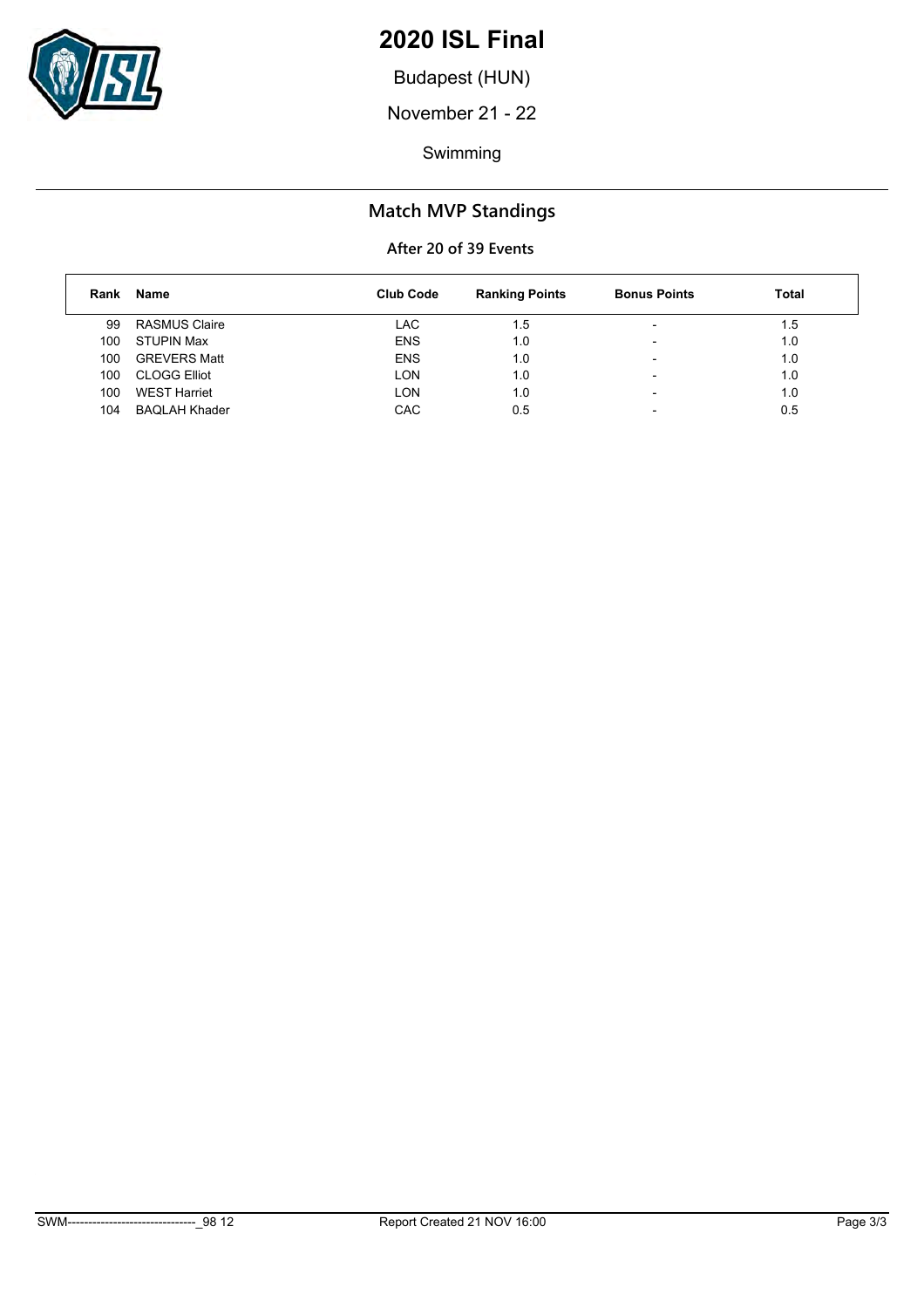# 2020 ISL Final

Budapest (HUN)

November 21 - 22

Swimming

## Match MVP Standings

### After 20 of 39 Events

| Rank | Name | Club Code | Ranking Points | Bonus Points | Total |
|---|---|---|---|---|---|
| 99 | RASMUS Claire | LAC | 1.5 | - | 1.5 |
| 100 | STUPIN Max | ENS | 1.0 | - | 1.0 |
| 100 | GREVERS Matt | ENS | 1.0 | - | 1.0 |
| 100 | CLOGG Elliot | LON | 1.0 | - | 1.0 |
| 100 | WEST Harriet | LON | 1.0 | - | 1.0 |
| 104 | BAQLAH Khader | CAC | 0.5 | - | 0.5 |

SWM--------------------------------_98 12 Report Created 21 NOV 16:00